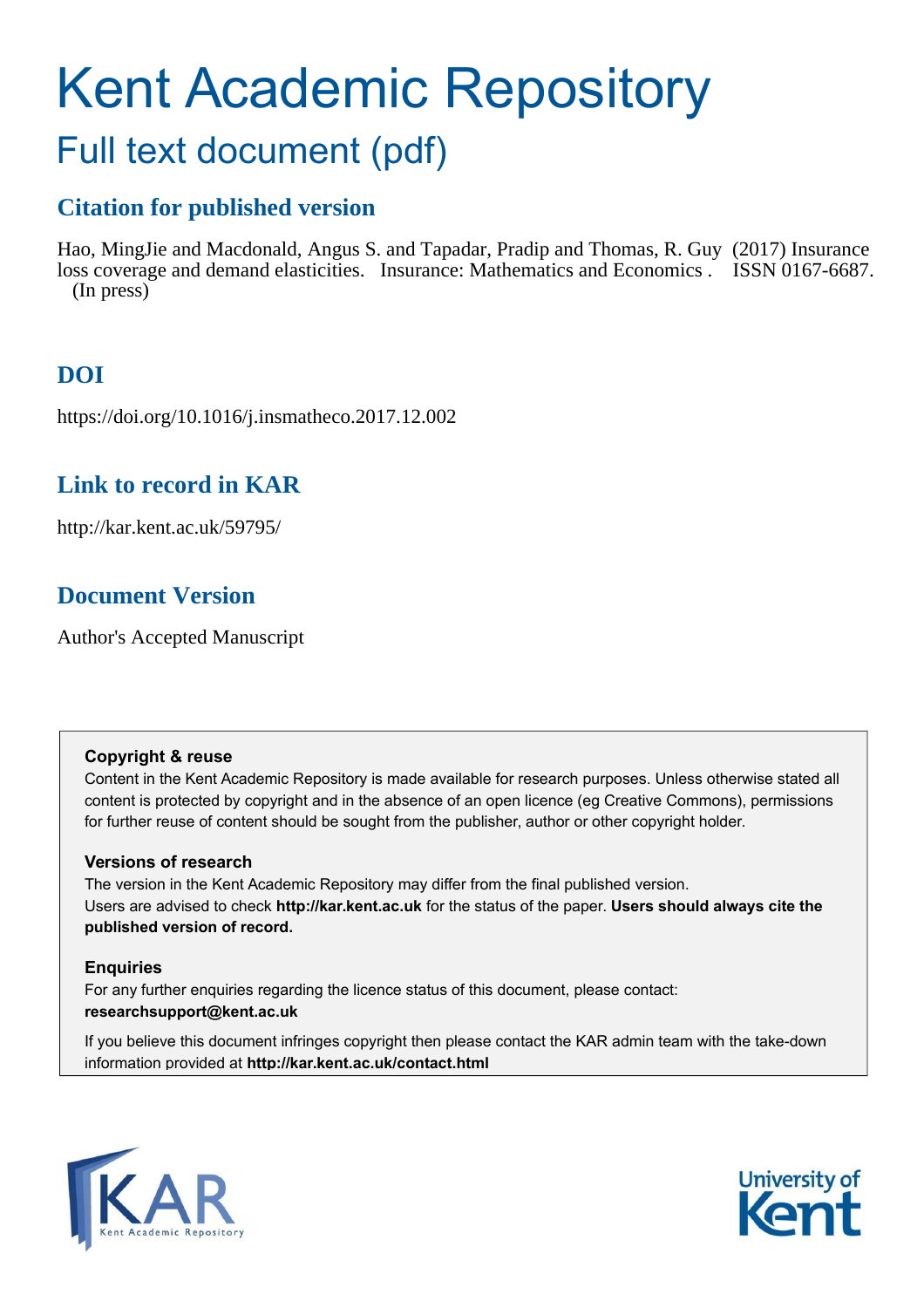# Kent Academic Repository

## Full text document (pdf)

### Citation for published version

Hao, MingJie and Macdonald, Angus S. and Tapadar, Pradip and Thomas, R. Guy (2017) Insurance loss coverage and demand elasticities. Insurance: Mathematics and Economics . ISSN 0167-6687. (In press)

### DOI

https://doi.org/10.1016/j.insmatheco.2017.12.002

### Link to record in KAR

http://kar.kent.ac.uk/59795/

### Document Version

Author's Accepted Manuscript

**Copyright & reuse**

Content in the Kent Academic Repository is made available for research purposes. Unless otherwise stated all content is protected by copyright and in the absence of an open licence (eg Creative Commons), permissions for further reuse of content should be sought from the publisher, author or other copyright holder.

**Versions of research**

The version in the Kent Academic Repository may differ from the final published version. Users are advised to check **http://kar.kent.ac.uk** for the status of the paper. **Users should always cite the published version of record.**

**Enquiries**

For any further enquiries regarding the licence status of this document, please contact: **researchsupport@kent.ac.uk**

If you believe this document infringes copyright then please contact the KAR admin team with the take-down information provided at **http://kar.kent.ac.uk/contact.html**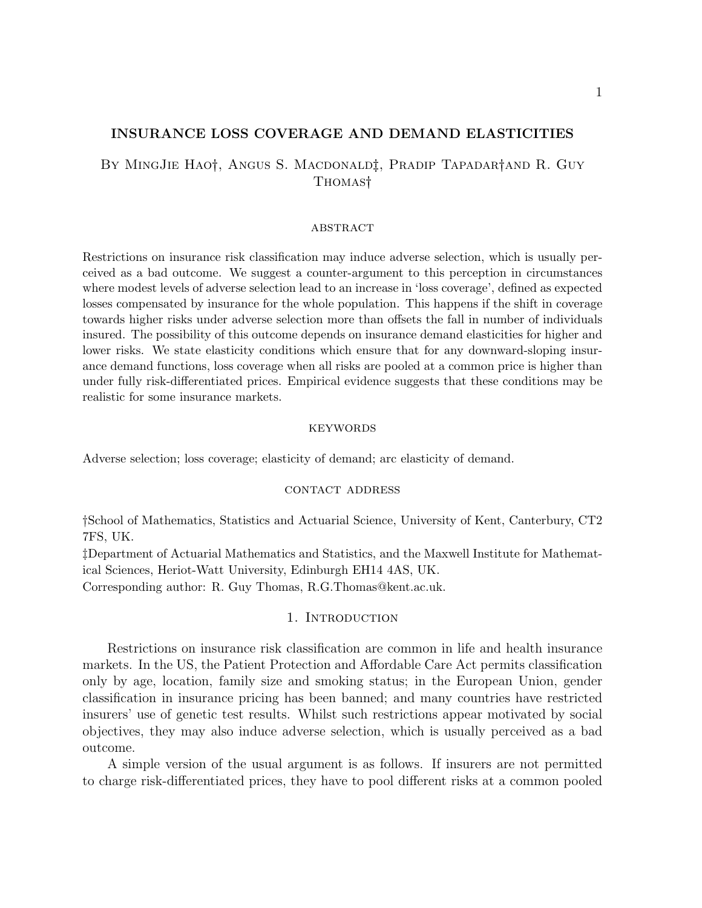# INSURANCE LOSS COVERAGE AND DEMAND ELASTICITIES

By MingJie Hao†, Angus S. Macdonald‡, Pradip Tapadar†and R. Guy Thomas†

## abstract

Restrictions on insurance risk classification may induce adverse selection, which is usually perceived as a bad outcome. We suggest a counter-argument to this perception in circumstances where modest levels of adverse selection lead to an increase in 'loss coverage', defined as expected losses compensated by insurance for the whole population. This happens if the shift in coverage towards higher risks under adverse selection more than offsets the fall in number of individuals insured. The possibility of this outcome depends on insurance demand elasticities for higher and lower risks. We state elasticity conditions which ensure that for any downward-sloping insurance demand functions, loss coverage when all risks are pooled at a common price is higher than under fully risk-differentiated prices. Empirical evidence suggests that these conditions may be realistic for some insurance markets.

## keywords

Adverse selection; loss coverage; elasticity of demand; arc elasticity of demand.

## contact address

†School of Mathematics, Statistics and Actuarial Science, University of Kent, Canterbury, CT2 7FS, UK.

‡Department of Actuarial Mathematics and Statistics, and the Maxwell Institute for Mathematical Sciences, Heriot-Watt University, Edinburgh EH14 4AS, UK.

Corresponding author: R. Guy Thomas, R.G.Thomas@kent.ac.uk.

## 1. Introduction

Restrictions on insurance risk classification are common in life and health insurance markets. In the US, the Patient Protection and Affordable Care Act permits classification only by age, location, family size and smoking status; in the European Union, gender classification in insurance pricing has been banned; and many countries have restricted insurers' use of genetic test results. Whilst such restrictions appear motivated by social objectives, they may also induce adverse selection, which is usually perceived as a bad outcome.

A simple version of the usual argument is as follows. If insurers are not permitted to charge risk-differentiated prices, they have to pool different risks at a common pooled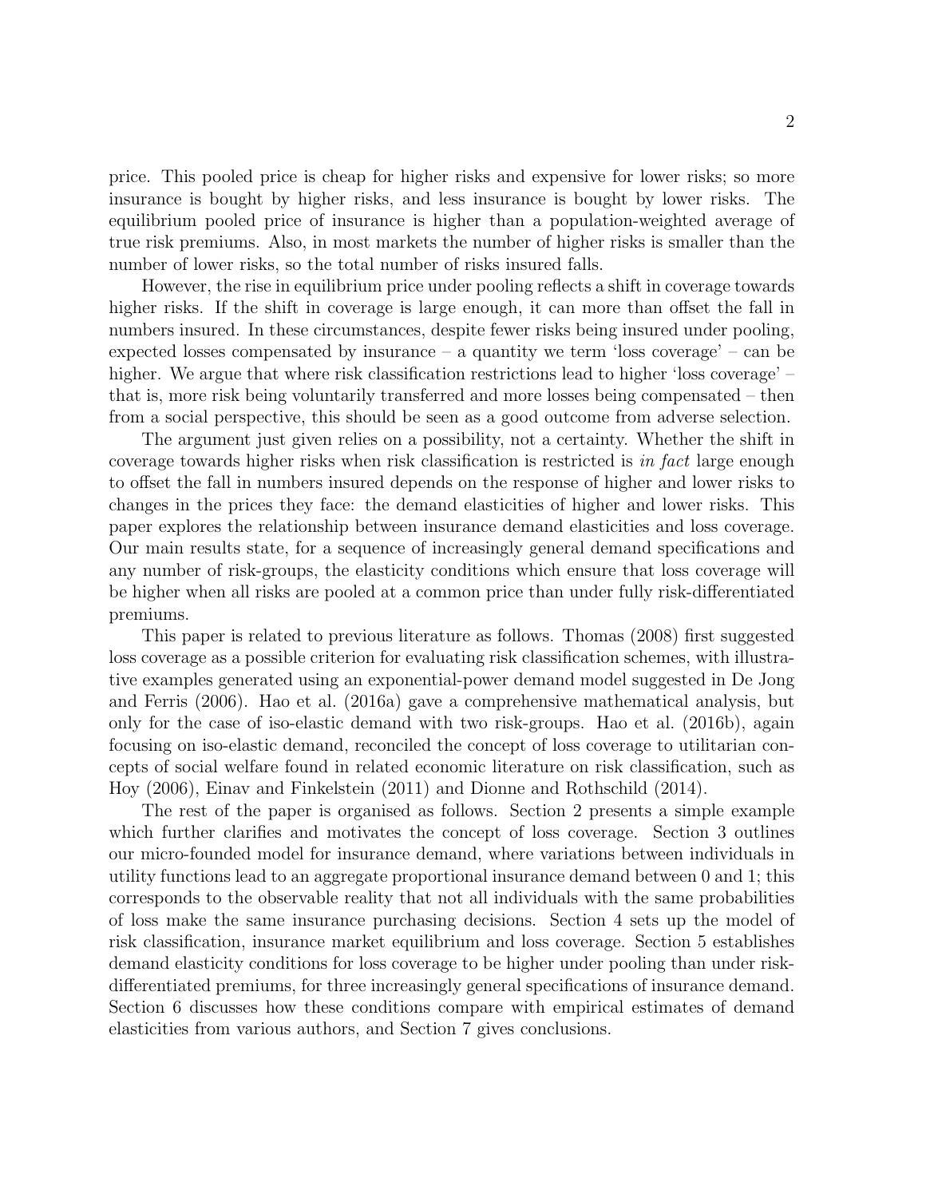price. This pooled price is cheap for higher risks and expensive for lower risks; so more insurance is bought by higher risks, and less insurance is bought by lower risks. The equilibrium pooled price of insurance is higher than a population-weighted average of true risk premiums. Also, in most markets the number of higher risks is smaller than the number of lower risks, so the total number of risks insured falls.

However, the rise in equilibrium price under pooling reflects a shift in coverage towards higher risks. If the shift in coverage is large enough, it can more than offset the fall in numbers insured. In these circumstances, despite fewer risks being insured under pooling, expected losses compensated by insurance – a quantity we term 'loss coverage' – can be higher. We argue that where risk classification restrictions lead to higher 'loss coverage' – that is, more risk being voluntarily transferred and more losses being compensated – then from a social perspective, this should be seen as a good outcome from adverse selection.

The argument just given relies on a possibility, not a certainty. Whether the shift in coverage towards higher risks when risk classification is restricted is *in fact* large enough to offset the fall in numbers insured depends on the response of higher and lower risks to changes in the prices they face: the demand elasticities of higher and lower risks. This paper explores the relationship between insurance demand elasticities and loss coverage. Our main results state, for a sequence of increasingly general demand specifications and any number of risk-groups, the elasticity conditions which ensure that loss coverage will be higher when all risks are pooled at a common price than under fully risk-differentiated premiums.

This paper is related to previous literature as follows. Thomas (2008) first suggested loss coverage as a possible criterion for evaluating risk classification schemes, with illustrative examples generated using an exponential-power demand model suggested in De Jong and Ferris (2006). Hao et al. (2016a) gave a comprehensive mathematical analysis, but only for the case of iso-elastic demand with two risk-groups. Hao et al. (2016b), again focusing on iso-elastic demand, reconciled the concept of loss coverage to utilitarian concepts of social welfare found in related economic literature on risk classification, such as Hoy (2006), Einav and Finkelstein (2011) and Dionne and Rothschild (2014).

The rest of the paper is organised as follows. Section 2 presents a simple example which further clarifies and motivates the concept of loss coverage. Section 3 outlines our micro-founded model for insurance demand, where variations between individuals in utility functions lead to an aggregate proportional insurance demand between 0 and 1; this corresponds to the observable reality that not all individuals with the same probabilities of loss make the same insurance purchasing decisions. Section 4 sets up the model of risk classification, insurance market equilibrium and loss coverage. Section 5 establishes demand elasticity conditions for loss coverage to be higher under pooling than under risk-differentiated premiums, for three increasingly general specifications of insurance demand. Section 6 discusses how these conditions compare with empirical estimates of demand elasticities from various authors, and Section 7 gives conclusions.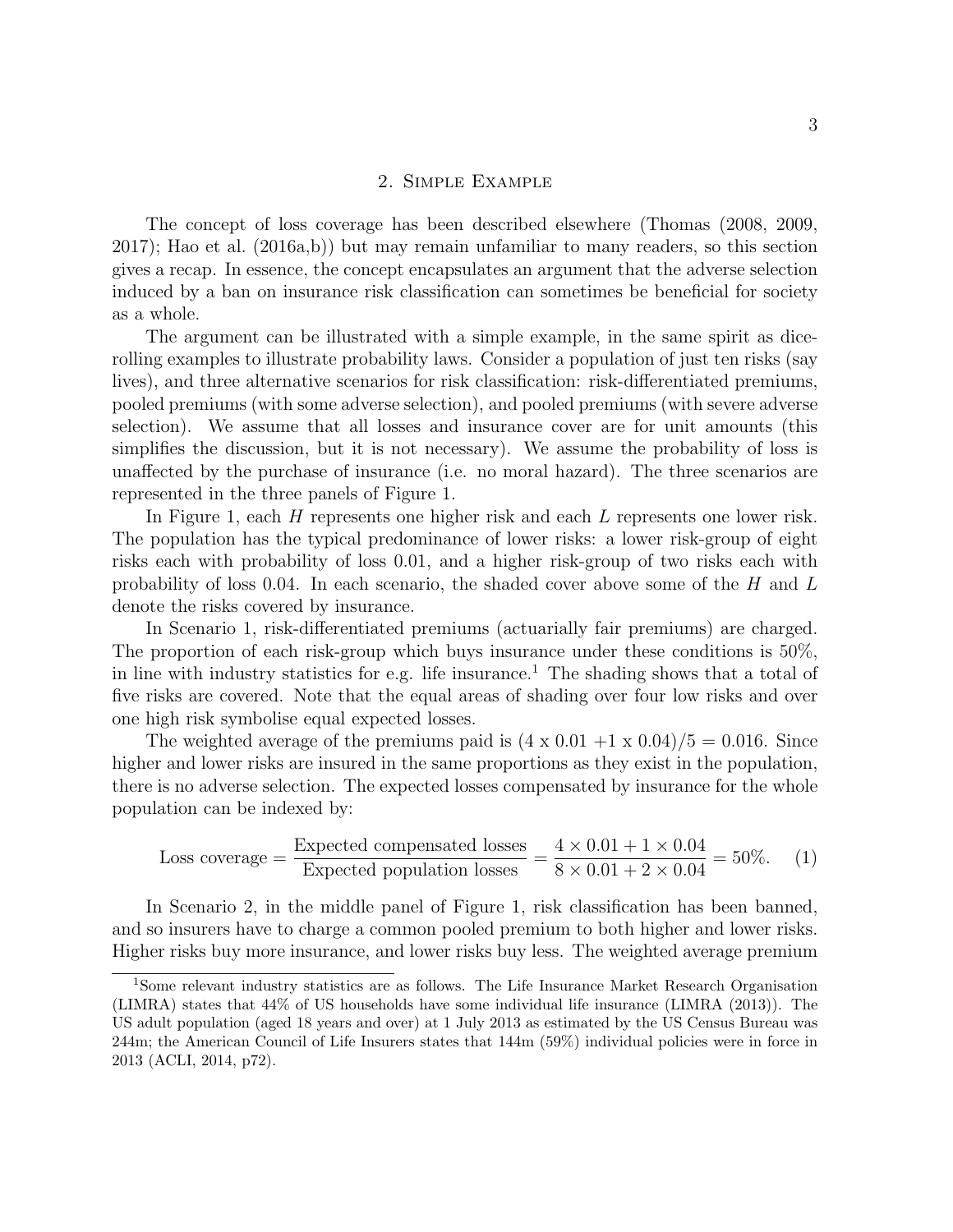## 2. Simple Example

The concept of loss coverage has been described elsewhere (Thomas (2008, 2009, 2017); Hao et al. (2016a,b)) but may remain unfamiliar to many readers, so this section gives a recap. In essence, the concept encapsulates an argument that the adverse selection induced by a ban on insurance risk classification can sometimes be beneficial for society as a whole.

The argument can be illustrated with a simple example, in the same spirit as dice-rolling examples to illustrate probability laws. Consider a population of just ten risks (say lives), and three alternative scenarios for risk classification: risk-differentiated premiums, pooled premiums (with some adverse selection), and pooled premiums (with severe adverse selection). We assume that all losses and insurance cover are for unit amounts (this simplifies the discussion, but it is not necessary). We assume the probability of loss is unaffected by the purchase of insurance (i.e. no moral hazard). The three scenarios are represented in the three panels of Figure 1.

In Figure 1, each $H$ represents one higher risk and each $L$ represents one lower risk. The population has the typical predominance of lower risks: a lower risk-group of eight risks each with probability of loss 0.01, and a higher risk-group of two risks each with probability of loss 0.04. In each scenario, the shaded cover above some of the $H$ and $L$ denote the risks covered by insurance.

In Scenario 1, risk-differentiated premiums (actuarially fair premiums) are charged. The proportion of each risk-group which buys insurance under these conditions is 50%, in line with industry statistics for e.g. life insurance.[1] The shading shows that a total of five risks are covered. Note that the equal areas of shading over four low risks and over one high risk symbolise equal expected losses.

The weighted average of the premiums paid is $(4 \times 0.01 + 1 \times 0.04)/5 = 0.016$. Since higher and lower risks are insured in the same proportions as they exist in the population, there is no adverse selection. The expected losses compensated by insurance for the whole population can be indexed by:

$$\text{Loss coverage} = \frac{\text{Expected compensated losses}}{\text{Expected population losses}} = \frac{4 \times 0.01 + 1 \times 0.04}{8 \times 0.01 + 2 \times 0.04} = 50\%. \quad (1)$$

In Scenario 2, in the middle panel of Figure 1, risk classification has been banned, and so insurers have to charge a common pooled premium to both higher and lower risks. Higher risks buy more insurance, and lower risks buy less. The weighted average premium

[1] Some relevant industry statistics are as follows. The Life Insurance Market Research Organisation (LIMRA) states that 44% of US households have some individual life insurance (LIMRA (2013)). The US adult population (aged 18 years and over) at 1 July 2013 as estimated by the US Census Bureau was 244m; the American Council of Life Insurers states that 144m (59%) individual policies were in force in 2013 (ACLI, 2014, p72).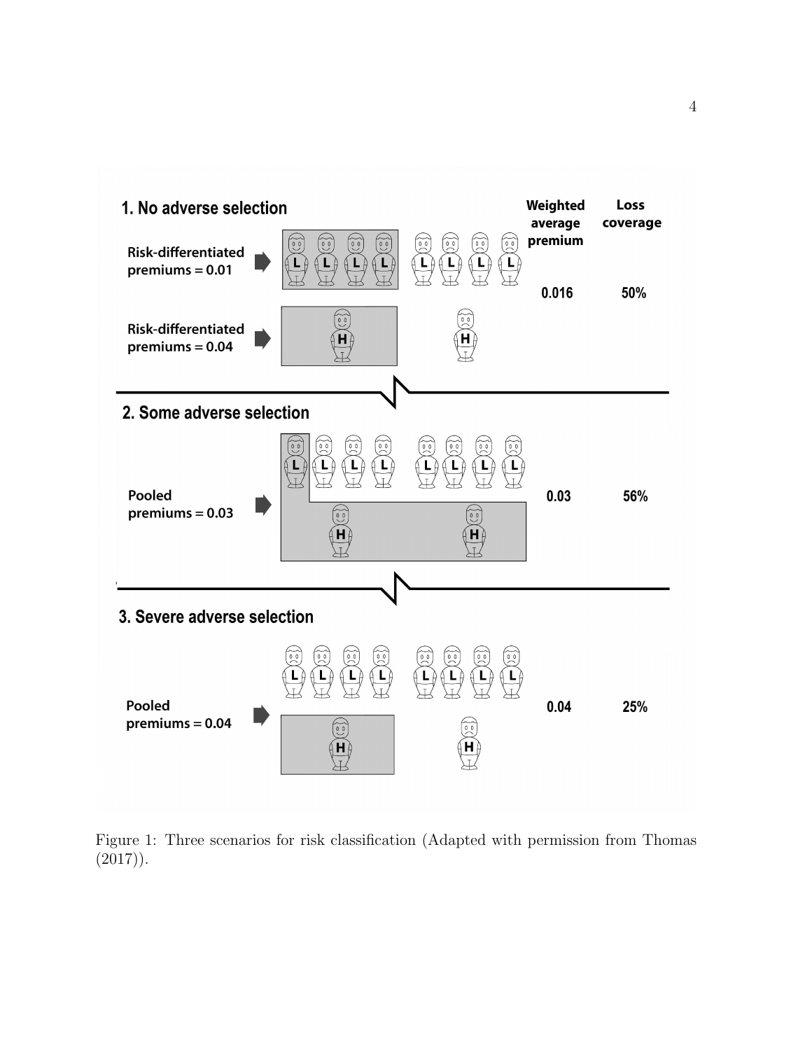**1. No adverse selection**

| | Weighted average premium | Loss coverage |
|---|---|---|
| Risk-differentiated premiums = 0.01 | 0.016 | 50% |
| Risk-differentiated premiums = 0.04 | | |

**2. Some adverse selection**

| | Weighted average premium | Loss coverage |
|---|---|---|
| Pooled premiums = 0.03 | 0.03 | 56% |

**3. Severe adverse selection**

| | Weighted average premium | Loss coverage |
|---|---|---|
| Pooled premiums = 0.04 | 0.04 | 25% |

Figure 1: Three scenarios for risk classification (Adapted with permission from Thomas (2017)).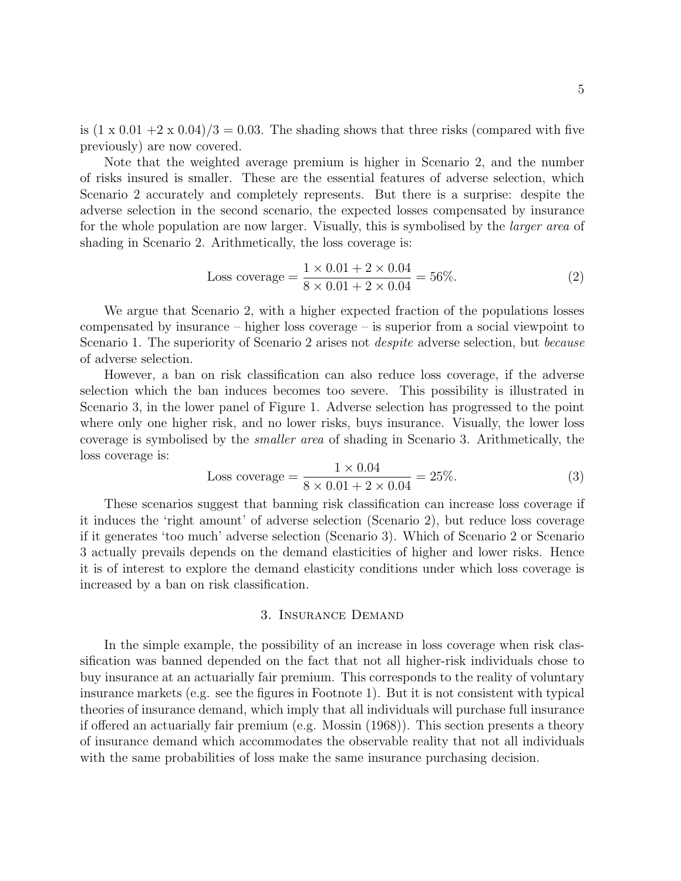is (1 x 0.01 +2 x 0.04)/3 = 0.03. The shading shows that three risks (compared with five previously) are now covered.

Note that the weighted average premium is higher in Scenario 2, and the number of risks insured is smaller. These are the essential features of adverse selection, which Scenario 2 accurately and completely represents. But there is a surprise: despite the adverse selection in the second scenario, the expected losses compensated by insurance for the whole population are now larger. Visually, this is symbolised by the *larger area* of shading in Scenario 2. Arithmetically, the loss coverage is:

$$\text{Loss coverage} = \frac{1 \times 0.01 + 2 \times 0.04}{8 \times 0.01 + 2 \times 0.04} = 56\%. \tag{2}$$

We argue that Scenario 2, with a higher expected fraction of the populations losses compensated by insurance – higher loss coverage – is superior from a social viewpoint to Scenario 1. The superiority of Scenario 2 arises not *despite* adverse selection, but *because* of adverse selection.

However, a ban on risk classification can also reduce loss coverage, if the adverse selection which the ban induces becomes too severe. This possibility is illustrated in Scenario 3, in the lower panel of Figure 1. Adverse selection has progressed to the point where only one higher risk, and no lower risks, buys insurance. Visually, the lower loss coverage is symbolised by the *smaller area* of shading in Scenario 3. Arithmetically, the loss coverage is:

$$\text{Loss coverage} = \frac{1 \times 0.04}{8 \times 0.01 + 2 \times 0.04} = 25\%. \tag{3}$$

These scenarios suggest that banning risk classification can increase loss coverage if it induces the 'right amount' of adverse selection (Scenario 2), but reduce loss coverage if it generates 'too much' adverse selection (Scenario 3). Which of Scenario 2 or Scenario 3 actually prevails depends on the demand elasticities of higher and lower risks. Hence it is of interest to explore the demand elasticity conditions under which loss coverage is increased by a ban on risk classification.

## 3. Insurance Demand

In the simple example, the possibility of an increase in loss coverage when risk classification was banned depended on the fact that not all higher-risk individuals chose to buy insurance at an actuarially fair premium. This corresponds to the reality of voluntary insurance markets (e.g. see the figures in Footnote 1). But it is not consistent with typical theories of insurance demand, which imply that all individuals will purchase full insurance if offered an actuarially fair premium (e.g. Mossin (1968)). This section presents a theory of insurance demand which accommodates the observable reality that not all individuals with the same probabilities of loss make the same insurance purchasing decision.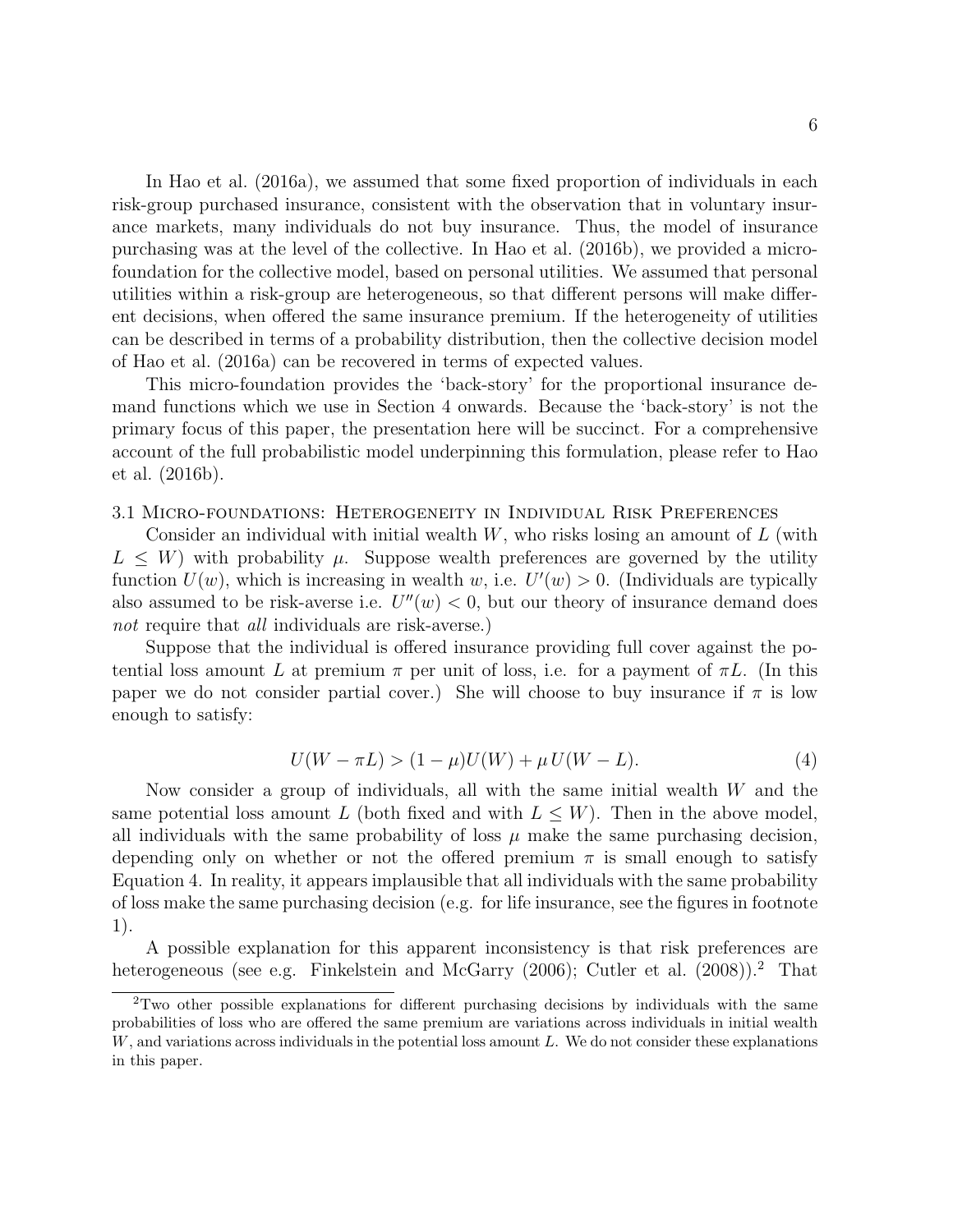In Hao et al. (2016a), we assumed that some fixed proportion of individuals in each risk-group purchased insurance, consistent with the observation that in voluntary insurance markets, many individuals do not buy insurance. Thus, the model of insurance purchasing was at the level of the collective. In Hao et al. (2016b), we provided a micro-foundation for the collective model, based on personal utilities. We assumed that personal utilities within a risk-group are heterogeneous, so that different persons will make different decisions, when offered the same insurance premium. If the heterogeneity of utilities can be described in terms of a probability distribution, then the collective decision model of Hao et al. (2016a) can be recovered in terms of expected values.

This micro-foundation provides the 'back-story' for the proportional insurance demand functions which we use in Section 4 onwards. Because the 'back-story' is not the primary focus of this paper, the presentation here will be succinct. For a comprehensive account of the full probabilistic model underpinning this formulation, please refer to Hao et al. (2016b).

### 3.1 Micro-foundations: Heterogeneity in Individual Risk Preferences

Consider an individual with initial wealth $W$, who risks losing an amount of $L$ (with $L \leq W$) with probability $\mu$. Suppose wealth preferences are governed by the utility function $U(w)$, which is increasing in wealth $w$, i.e. $U'(w) > 0$. (Individuals are typically also assumed to be risk-averse i.e. $U''(w) < 0$, but our theory of insurance demand does *not* require that *all* individuals are risk-averse.)

Suppose that the individual is offered insurance providing full cover against the potential loss amount $L$ at premium $\pi$ per unit of loss, i.e. for a payment of $\pi L$. (In this paper we do not consider partial cover.) She will choose to buy insurance if $\pi$ is low enough to satisfy:

$$U(W - \pi L) > (1 - \mu)U(W) + \mu\, U(W - L). \tag{4}$$

Now consider a group of individuals, all with the same initial wealth $W$ and the same potential loss amount $L$ (both fixed and with $L \leq W$). Then in the above model, all individuals with the same probability of loss $\mu$ make the same purchasing decision, depending only on whether or not the offered premium $\pi$ is small enough to satisfy Equation 4. In reality, it appears implausible that all individuals with the same probability of loss make the same purchasing decision (e.g. for life insurance, see the figures in footnote 1).

A possible explanation for this apparent inconsistency is that risk preferences are heterogeneous (see e.g. Finkelstein and McGarry (2006); Cutler et al. (2008)).[2] That

[2] Two other possible explanations for different purchasing decisions by individuals with the same probabilities of loss who are offered the same premium are variations across individuals in initial wealth $W$, and variations across individuals in the potential loss amount $L$. We do not consider these explanations in this paper.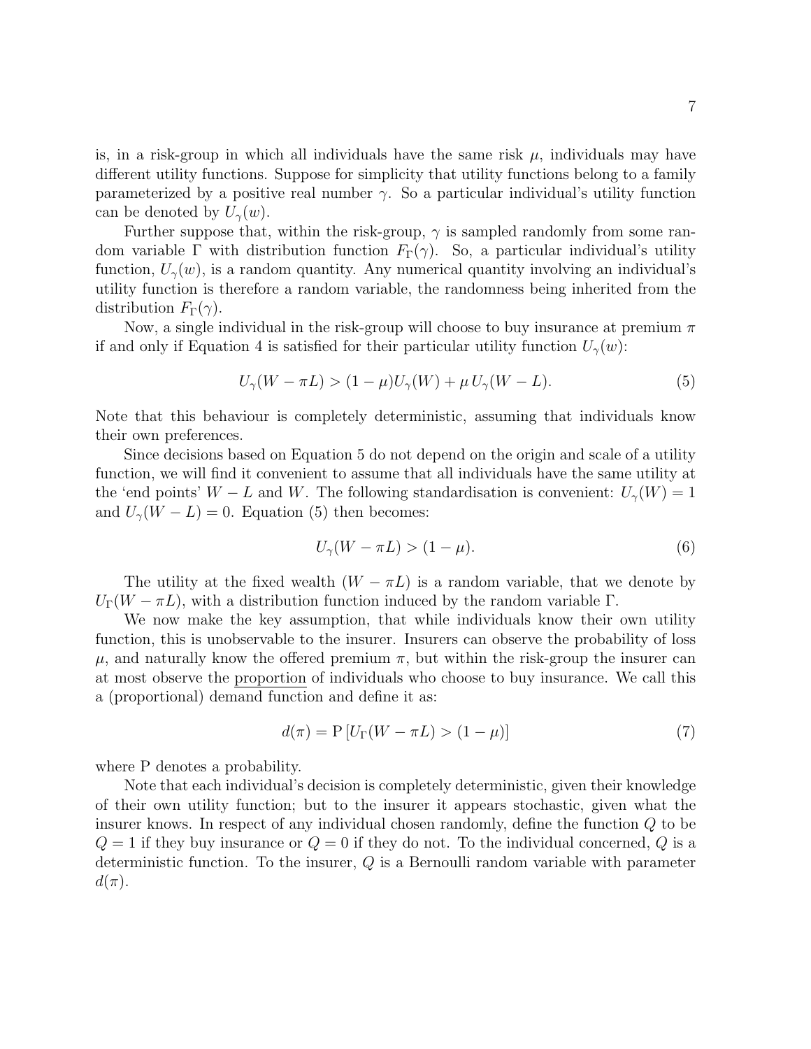is, in a risk-group in which all individuals have the same risk $\mu$, individuals may have different utility functions. Suppose for simplicity that utility functions belong to a family parameterized by a positive real number $\gamma$. So a particular individual's utility function can be denoted by $U_\gamma(w)$.

Further suppose that, within the risk-group, $\gamma$ is sampled randomly from some random variable $\Gamma$ with distribution function $F_\Gamma(\gamma)$. So, a particular individual's utility function, $U_\gamma(w)$, is a random quantity. Any numerical quantity involving an individual's utility function is therefore a random variable, the randomness being inherited from the distribution $F_\Gamma(\gamma)$.

Now, a single individual in the risk-group will choose to buy insurance at premium $\pi$ if and only if Equation 4 is satisfied for their particular utility function $U_\gamma(w)$:

$$U_\gamma(W - \pi L) > (1 - \mu)U_\gamma(W) + \mu \, U_\gamma(W - L). \tag{5}$$

Note that this behaviour is completely deterministic, assuming that individuals know their own preferences.

Since decisions based on Equation 5 do not depend on the origin and scale of a utility function, we will find it convenient to assume that all individuals have the same utility at the 'end points' $W - L$ and $W$. The following standardisation is convenient: $U_\gamma(W) = 1$ and $U_\gamma(W - L) = 0$. Equation (5) then becomes:

$$U_\gamma(W - \pi L) > (1 - \mu). \tag{6}$$

The utility at the fixed wealth $(W - \pi L)$ is a random variable, that we denote by $U_\Gamma(W - \pi L)$, with a distribution function induced by the random variable $\Gamma$.

We now make the key assumption, that while individuals know their own utility function, this is unobservable to the insurer. Insurers can observe the probability of loss $\mu$, and naturally know the offered premium $\pi$, but within the risk-group the insurer can at most observe the proportion of individuals who choose to buy insurance. We call this a (proportional) demand function and define it as:

$$d(\pi) = \mathrm{P}\left[U_\Gamma(W - \pi L) > (1 - \mu)\right] \tag{7}$$

where P denotes a probability.

Note that each individual's decision is completely deterministic, given their knowledge of their own utility function; but to the insurer it appears stochastic, given what the insurer knows. In respect of any individual chosen randomly, define the function $Q$ to be $Q = 1$ if they buy insurance or $Q = 0$ if they do not. To the individual concerned, $Q$ is a deterministic function. To the insurer, $Q$ is a Bernoulli random variable with parameter $d(\pi)$.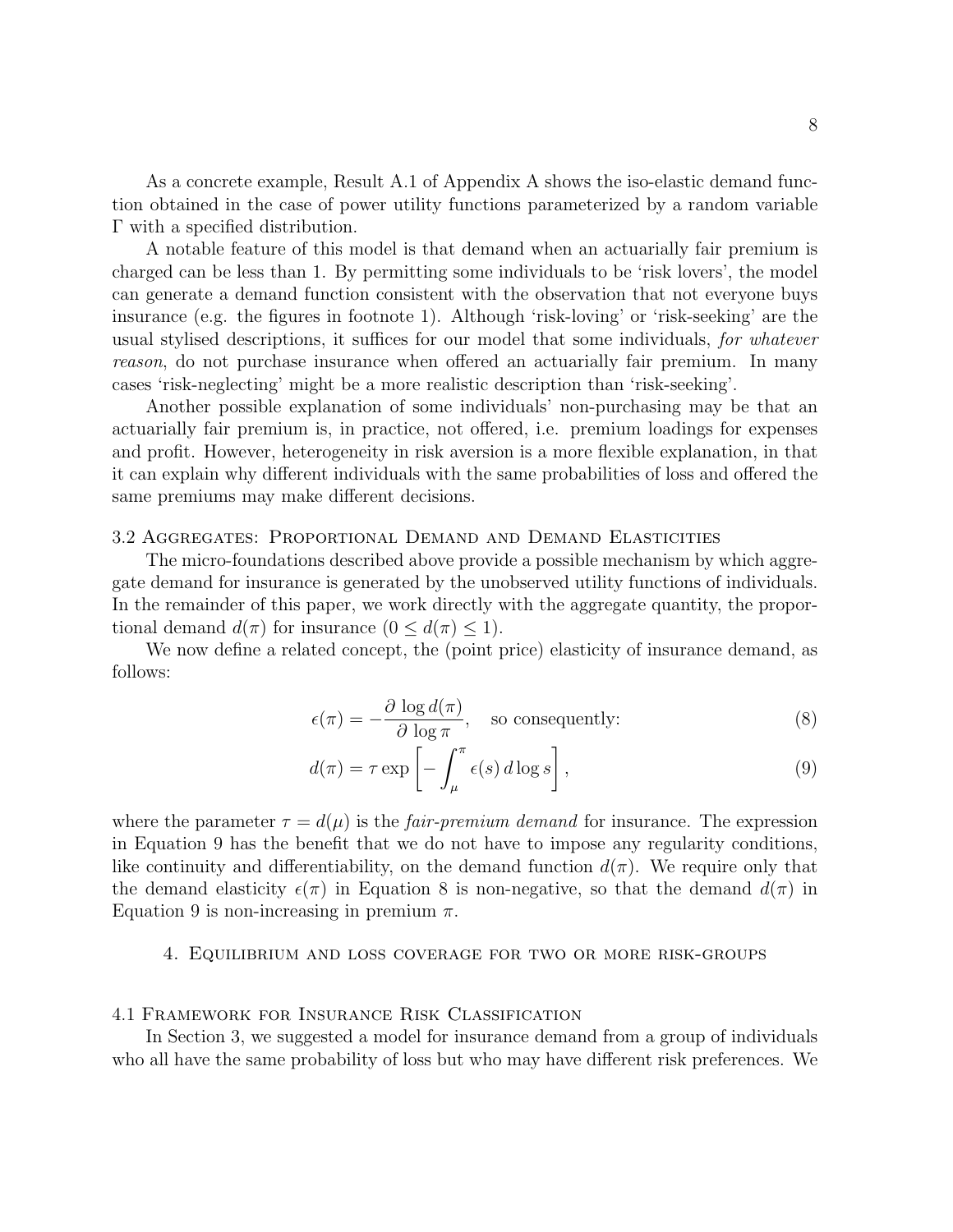As a concrete example, Result A.1 of Appendix A shows the iso-elastic demand function obtained in the case of power utility functions parameterized by a random variable $\Gamma$ with a specified distribution.

A notable feature of this model is that demand when an actuarially fair premium is charged can be less than 1. By permitting some individuals to be 'risk lovers', the model can generate a demand function consistent with the observation that not everyone buys insurance (e.g. the figures in footnote 1). Although 'risk-loving' or 'risk-seeking' are the usual stylised descriptions, it suffices for our model that some individuals, *for whatever reason*, do not purchase insurance when offered an actuarially fair premium. In many cases 'risk-neglecting' might be a more realistic description than 'risk-seeking'.

Another possible explanation of some individuals' non-purchasing may be that an actuarially fair premium is, in practice, not offered, i.e. premium loadings for expenses and profit. However, heterogeneity in risk aversion is a more flexible explanation, in that it can explain why different individuals with the same probabilities of loss and offered the same premiums may make different decisions.

### 3.2 Aggregates: Proportional Demand and Demand Elasticities

The micro-foundations described above provide a possible mechanism by which aggregate demand for insurance is generated by the unobserved utility functions of individuals. In the remainder of this paper, we work directly with the aggregate quantity, the proportional demand $d(\pi)$ for insurance $(0 \leq d(\pi) \leq 1)$.

We now define a related concept, the (point price) elasticity of insurance demand, as follows:

$$\epsilon(\pi) = -\frac{\partial \log d(\pi)}{\partial \log \pi}, \quad \text{so consequently:} \tag{8}$$

$$d(\pi) = \tau \exp\left[ -\int_{\mu}^{\pi} \epsilon(s)\, d\log s \right], \tag{9}$$

where the parameter $\tau = d(\mu)$ is the *fair-premium demand* for insurance. The expression in Equation 9 has the benefit that we do not have to impose any regularity conditions, like continuity and differentiability, on the demand function $d(\pi)$. We require only that the demand elasticity $\epsilon(\pi)$ in Equation 8 is non-negative, so that the demand $d(\pi)$ in Equation 9 is non-increasing in premium $\pi$.

## 4. Equilibrium and loss coverage for two or more risk-groups

### 4.1 Framework for Insurance Risk Classification

In Section 3, we suggested a model for insurance demand from a group of individuals who all have the same probability of loss but who may have different risk preferences. We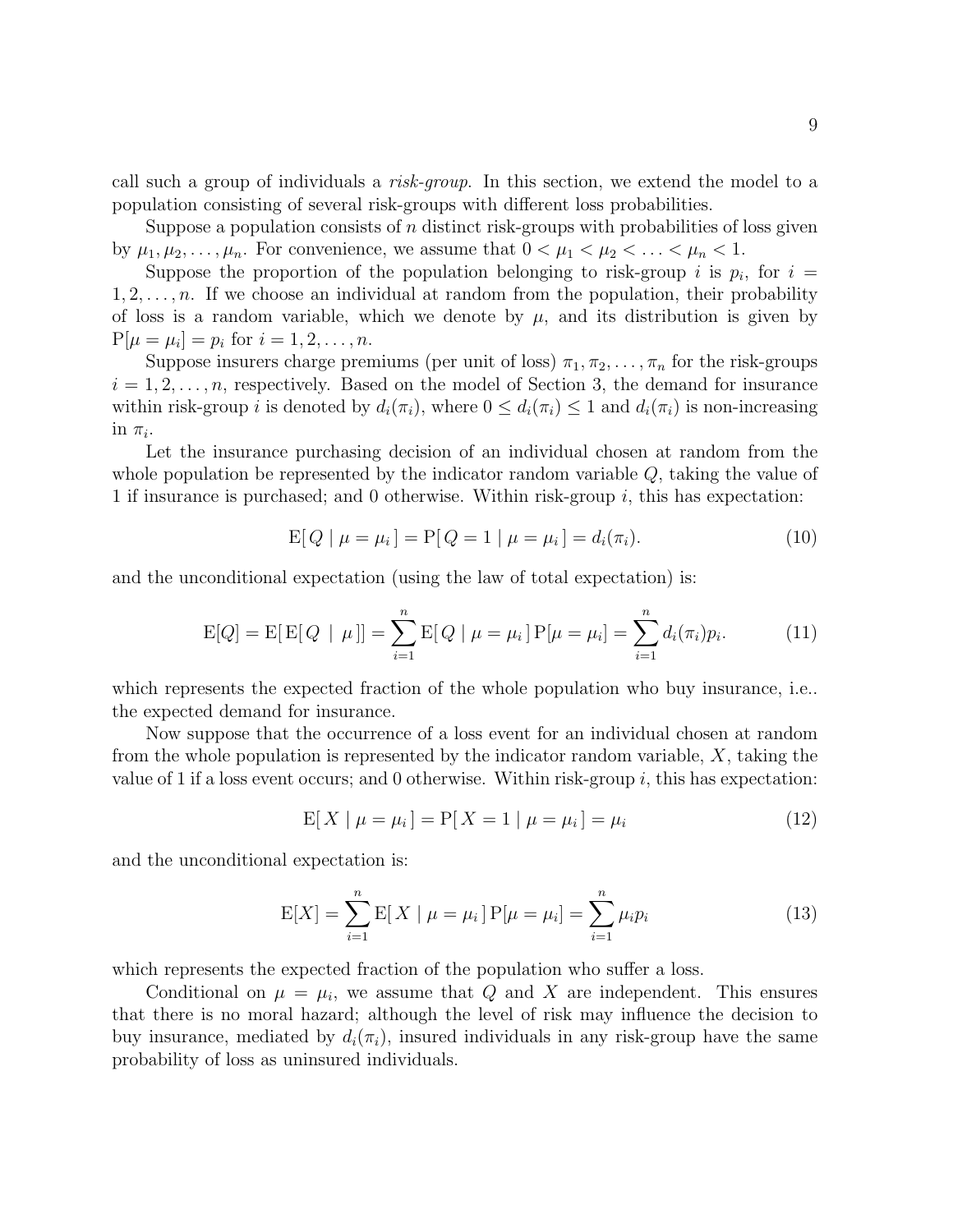call such a group of individuals a *risk-group*. In this section, we extend the model to a population consisting of several risk-groups with different loss probabilities.

Suppose a population consists of $n$ distinct risk-groups with probabilities of loss given by $\mu_1, \mu_2, \ldots, \mu_n$. For convenience, we assume that $0 < \mu_1 < \mu_2 < \ldots < \mu_n < 1$.

Suppose the proportion of the population belonging to risk-group $i$ is $p_i$, for $i = 1, 2, \ldots, n$. If we choose an individual at random from the population, their probability of loss is a random variable, which we denote by $\mu$, and its distribution is given by $\mathrm{P}[\mu = \mu_i] = p_i$ for $i = 1, 2, \ldots, n$.

Suppose insurers charge premiums (per unit of loss) $\pi_1, \pi_2, \ldots, \pi_n$ for the risk-groups $i = 1, 2, \ldots, n$, respectively. Based on the model of Section 3, the demand for insurance within risk-group $i$ is denoted by $d_i(\pi_i)$, where $0 \leq d_i(\pi_i) \leq 1$ and $d_i(\pi_i)$ is non-increasing in $\pi_i$.

Let the insurance purchasing decision of an individual chosen at random from the whole population be represented by the indicator random variable $Q$, taking the value of 1 if insurance is purchased; and 0 otherwise. Within risk-group $i$, this has expectation:

$$\mathrm{E}[\, Q \mid \mu = \mu_i \,] = \mathrm{P}[\, Q = 1 \mid \mu = \mu_i \,] = d_i(\pi_i). \tag{10}$$

and the unconditional expectation (using the law of total expectation) is:

$$\mathrm{E}[Q] = \mathrm{E}[\, \mathrm{E}[\, Q \mid \mu \,]] = \sum_{i=1}^{n} \mathrm{E}[\, Q \mid \mu = \mu_i \,] \, \mathrm{P}[\mu = \mu_i] = \sum_{i=1}^{n} d_i(\pi_i) p_i. \tag{11}$$

which represents the expected fraction of the whole population who buy insurance, i.e.. the expected demand for insurance.

Now suppose that the occurrence of a loss event for an individual chosen at random from the whole population is represented by the indicator random variable, $X$, taking the value of 1 if a loss event occurs; and 0 otherwise. Within risk-group $i$, this has expectation:

$$\mathrm{E}[\, X \mid \mu = \mu_i \,] = \mathrm{P}[\, X = 1 \mid \mu = \mu_i \,] = \mu_i \tag{12}$$

and the unconditional expectation is:

$$\mathrm{E}[X] = \sum_{i=1}^{n} \mathrm{E}[\, X \mid \mu = \mu_i \,] \, \mathrm{P}[\mu = \mu_i] = \sum_{i=1}^{n} \mu_i p_i \tag{13}$$

which represents the expected fraction of the population who suffer a loss.

Conditional on $\mu = \mu_i$, we assume that $Q$ and $X$ are independent. This ensures that there is no moral hazard; although the level of risk may influence the decision to buy insurance, mediated by $d_i(\pi_i)$, insured individuals in any risk-group have the same probability of loss as uninsured individuals.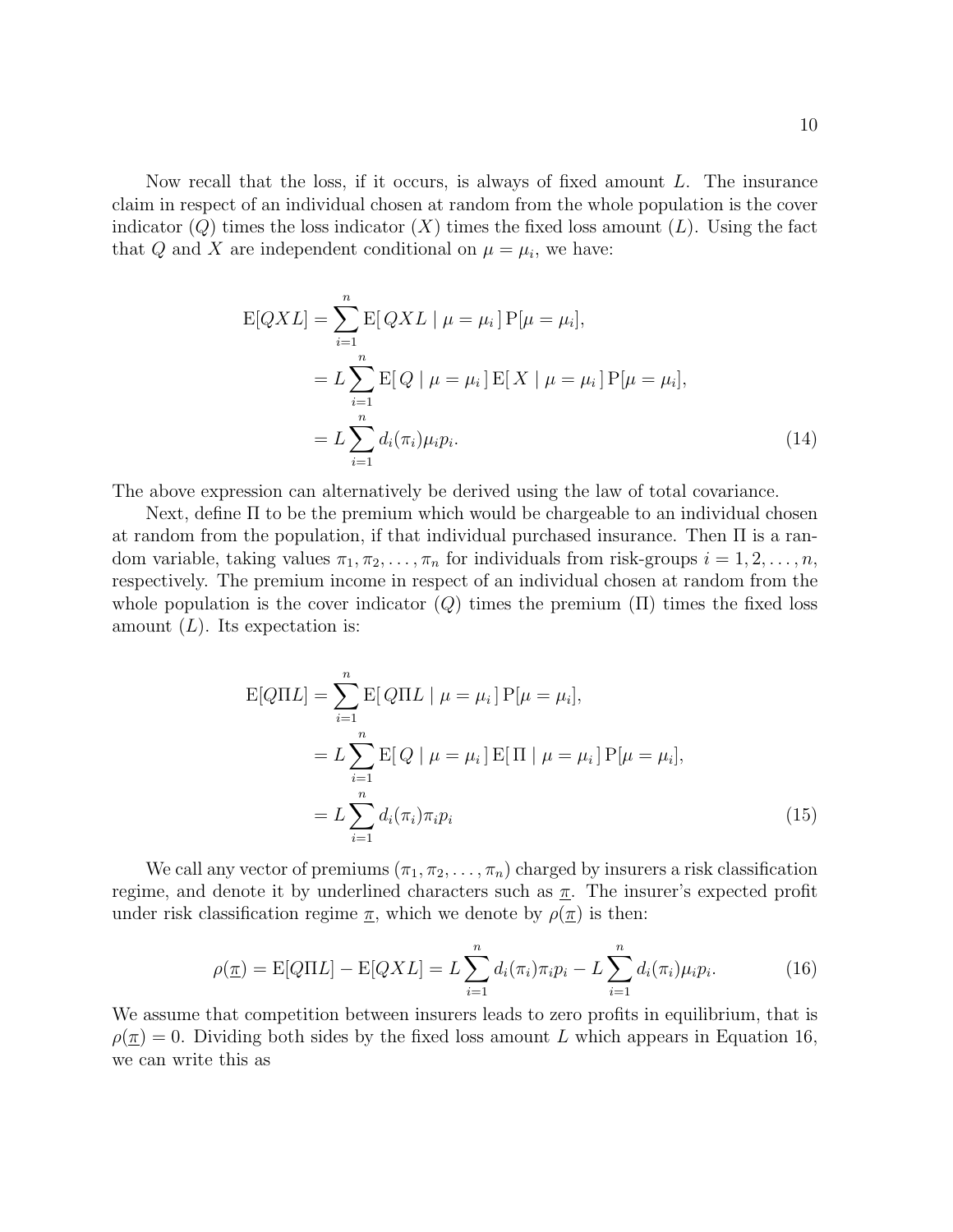Now recall that the loss, if it occurs, is always of fixed amount $L$. The insurance claim in respect of an individual chosen at random from the whole population is the cover indicator ($Q$) times the loss indicator ($X$) times the fixed loss amount ($L$). Using the fact that $Q$ and $X$ are independent conditional on $\mu = \mu_i$, we have:

$$
\begin{aligned}
\mathrm{E}[QXL] &= \sum_{i=1}^{n} \mathrm{E}[\, QXL \mid \mu = \mu_i \,]\, \mathrm{P}[\mu = \mu_i], \\
&= L \sum_{i=1}^{n} \mathrm{E}[\, Q \mid \mu = \mu_i \,]\, \mathrm{E}[\, X \mid \mu = \mu_i \,]\, \mathrm{P}[\mu = \mu_i], \\
&= L \sum_{i=1}^{n} d_i(\pi_i) \mu_i p_i. \qquad (14)
\end{aligned}
$$

The above expression can alternatively be derived using the law of total covariance.

Next, define $\Pi$ to be the premium which would be chargeable to an individual chosen at random from the population, if that individual purchased insurance. Then $\Pi$ is a random variable, taking values $\pi_1, \pi_2, \ldots, \pi_n$ for individuals from risk-groups $i = 1, 2, \ldots, n$, respectively. The premium income in respect of an individual chosen at random from the whole population is the cover indicator ($Q$) times the premium ($\Pi$) times the fixed loss amount ($L$). Its expectation is:

$$
\begin{aligned}
\mathrm{E}[Q\Pi L] &= \sum_{i=1}^{n} \mathrm{E}[\, Q\Pi L \mid \mu = \mu_i \,]\, \mathrm{P}[\mu = \mu_i], \\
&= L \sum_{i=1}^{n} \mathrm{E}[\, Q \mid \mu = \mu_i \,]\, \mathrm{E}[\, \Pi \mid \mu = \mu_i \,]\, \mathrm{P}[\mu = \mu_i], \\
&= L \sum_{i=1}^{n} d_i(\pi_i) \pi_i p_i \qquad (15)
\end{aligned}
$$

We call any vector of premiums $(\pi_1, \pi_2, \ldots, \pi_n)$ charged by insurers a risk classification regime, and denote it by underlined characters such as $\underline{\pi}$. The insurer's expected profit under risk classification regime $\underline{\pi}$, which we denote by $\rho(\underline{\pi})$ is then:

$$
\rho(\underline{\pi}) = \mathrm{E}[Q\Pi L] - \mathrm{E}[QXL] = L \sum_{i=1}^{n} d_i(\pi_i) \pi_i p_i - L \sum_{i=1}^{n} d_i(\pi_i) \mu_i p_i. \qquad (16)
$$

We assume that competition between insurers leads to zero profits in equilibrium, that is $\rho(\underline{\pi}) = 0$. Dividing both sides by the fixed loss amount $L$ which appears in Equation 16, we can write this as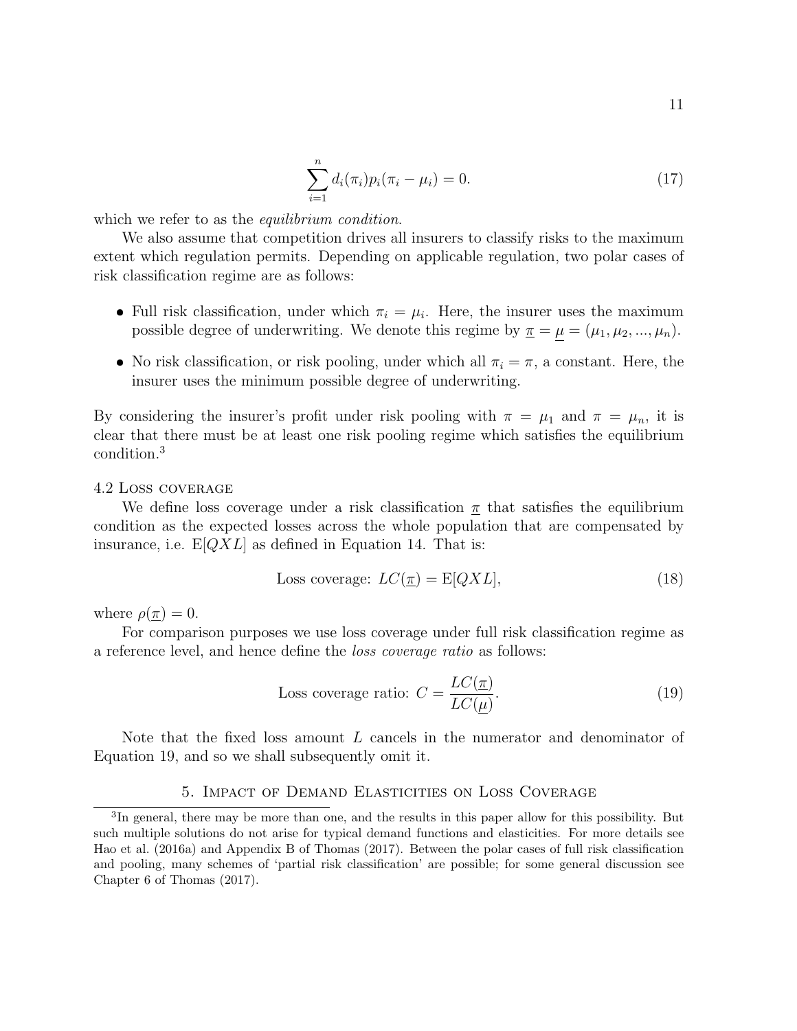$$\sum_{i=1}^{n} d_i(\pi_i) p_i (\pi_i - \mu_i) = 0. \tag{17}$$

which we refer to as the *equilibrium condition*.

We also assume that competition drives all insurers to classify risks to the maximum extent which regulation permits. Depending on applicable regulation, two polar cases of risk classification regime are as follows:

- Full risk classification, under which $\pi_i = \mu_i$. Here, the insurer uses the maximum possible degree of underwriting. We denote this regime by $\underline{\pi} = \underline{\mu} = (\mu_1, \mu_2, ..., \mu_n)$.
- No risk classification, or risk pooling, under which all $\pi_i = \pi$, a constant. Here, the insurer uses the minimum possible degree of underwriting.

By considering the insurer's profit under risk pooling with $\pi = \mu_1$ and $\pi = \mu_n$, it is clear that there must be at least one risk pooling regime which satisfies the equilibrium condition.[3]

### 4.2 Loss coverage

We define loss coverage under a risk classification $\underline{\pi}$ that satisfies the equilibrium condition as the expected losses across the whole population that are compensated by insurance, i.e. $\mathrm{E}[QXL]$ as defined in Equation 14. That is:

$$\text{Loss coverage: } LC(\underline{\pi}) = \mathrm{E}[QXL], \tag{18}$$

where $\rho(\underline{\pi}) = 0$.

For comparison purposes we use loss coverage under full risk classification regime as a reference level, and hence define the *loss coverage ratio* as follows:

$$\text{Loss coverage ratio: } C = \frac{LC(\underline{\pi})}{LC(\underline{\mu})}. \tag{19}$$

Note that the fixed loss amount $L$ cancels in the numerator and denominator of Equation 19, and so we shall subsequently omit it.

## 5. Impact of Demand Elasticities on Loss Coverage

[3] In general, there may be more than one, and the results in this paper allow for this possibility. But such multiple solutions do not arise for typical demand functions and elasticities. For more details see Hao et al. (2016a) and Appendix B of Thomas (2017). Between the polar cases of full risk classification and pooling, many schemes of 'partial risk classification' are possible; for some general discussion see Chapter 6 of Thomas (2017).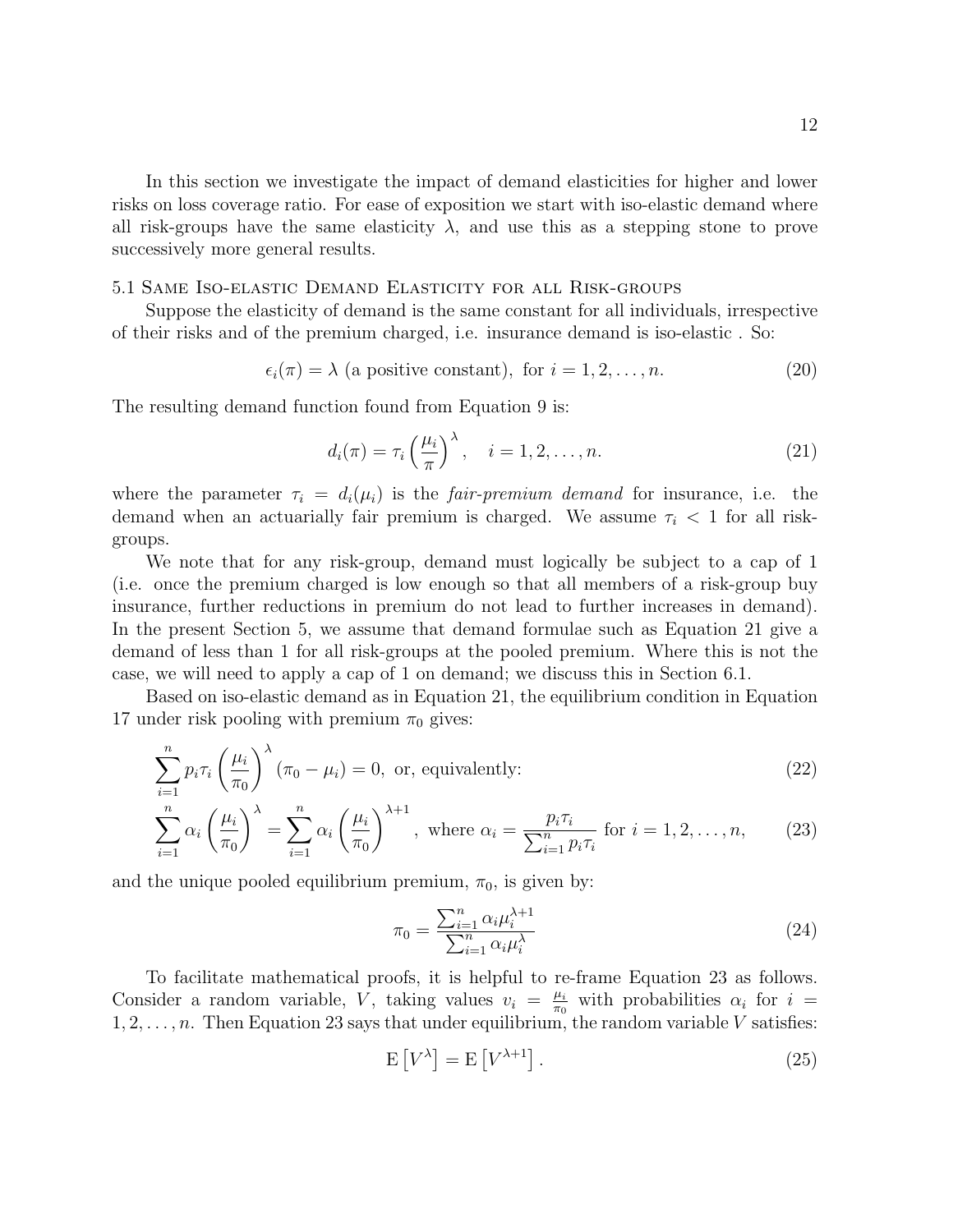In this section we investigate the impact of demand elasticities for higher and lower risks on loss coverage ratio. For ease of exposition we start with iso-elastic demand where all risk-groups have the same elasticity $\lambda$, and use this as a stepping stone to prove successively more general results.

## 5.1 Same Iso-elastic Demand Elasticity for all Risk-groups

Suppose the elasticity of demand is the same constant for all individuals, irrespective of their risks and of the premium charged, i.e. insurance demand is iso-elastic . So:

$$\epsilon_i(\pi) = \lambda \text{ (a positive constant), for } i = 1, 2, \ldots, n. \tag{20}$$

The resulting demand function found from Equation 9 is:

$$d_i(\pi) = \tau_i \left(\frac{\mu_i}{\pi}\right)^{\lambda}, \quad i = 1, 2, \ldots, n. \tag{21}$$

where the parameter $\tau_i = d_i(\mu_i)$ is the *fair-premium demand* for insurance, i.e. the demand when an actuarially fair premium is charged. We assume $\tau_i < 1$ for all risk-groups.

We note that for any risk-group, demand must logically be subject to a cap of 1 (i.e. once the premium charged is low enough so that all members of a risk-group buy insurance, further reductions in premium do not lead to further increases in demand). In the present Section 5, we assume that demand formulae such as Equation 21 give a demand of less than 1 for all risk-groups at the pooled premium. Where this is not the case, we will need to apply a cap of 1 on demand; we discuss this in Section 6.1.

Based on iso-elastic demand as in Equation 21, the equilibrium condition in Equation 17 under risk pooling with premium $\pi_0$ gives:

$$\sum_{i=1}^{n} p_i \tau_i \left(\frac{\mu_i}{\pi_0}\right)^{\lambda} (\pi_0 - \mu_i) = 0, \text{ or, equivalently:} \tag{22}$$

$$\sum_{i=1}^{n} \alpha_i \left(\frac{\mu_i}{\pi_0}\right)^{\lambda} = \sum_{i=1}^{n} \alpha_i \left(\frac{\mu_i}{\pi_0}\right)^{\lambda+1}, \text{ where } \alpha_i = \frac{p_i \tau_i}{\sum_{i=1}^{n} p_i \tau_i} \text{ for } i = 1, 2, \ldots, n, \tag{23}$$

and the unique pooled equilibrium premium, $\pi_0$, is given by:

$$\pi_0 = \frac{\sum_{i=1}^{n} \alpha_i \mu_i^{\lambda+1}}{\sum_{i=1}^{n} \alpha_i \mu_i^{\lambda}} \tag{24}$$

To facilitate mathematical proofs, it is helpful to re-frame Equation 23 as follows. Consider a random variable, $V$, taking values $v_i = \frac{\mu_i}{\pi_0}$ with probabilities $\alpha_i$ for $i = 1, 2, \ldots, n$. Then Equation 23 says that under equilibrium, the random variable $V$ satisfies:

$$\mathrm{E}\left[V^{\lambda}\right] = \mathrm{E}\left[V^{\lambda+1}\right]. \tag{25}$$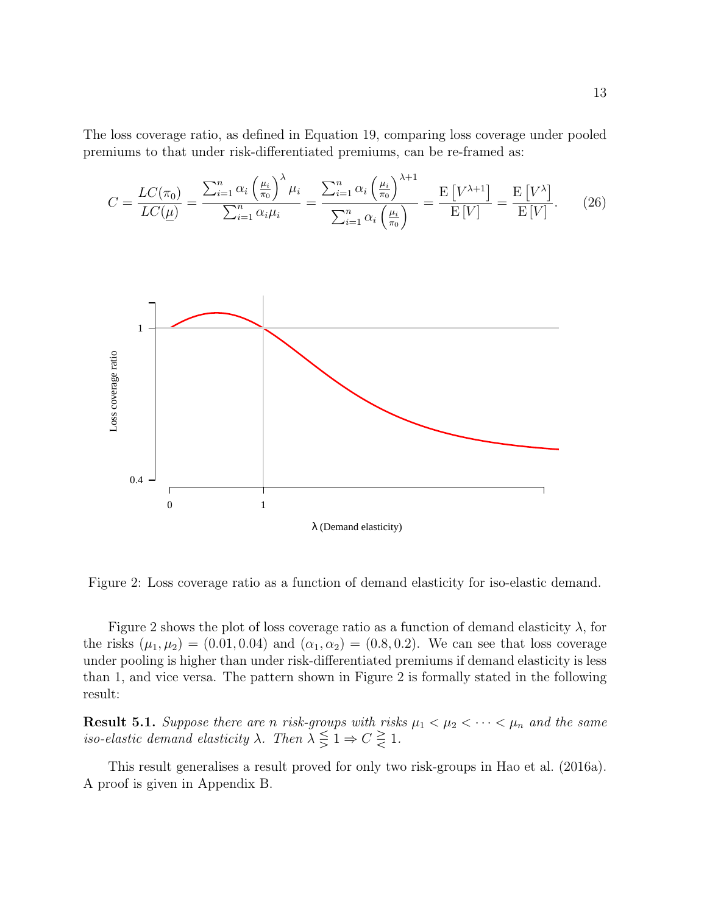The loss coverage ratio, as defined in Equation 19, comparing loss coverage under pooled premiums to that under risk-differentiated premiums, can be re-framed as:

$$C = \frac{LC(\pi_0)}{LC(\underline{\mu})} = \frac{\sum_{i=1}^{n} \alpha_i \left(\frac{\mu_i}{\pi_0}\right)^{\lambda} \mu_i}{\sum_{i=1}^{n} \alpha_i \mu_i} = \frac{\sum_{i=1}^{n} \alpha_i \left(\frac{\mu_i}{\pi_0}\right)^{\lambda+1}}{\sum_{i=1}^{n} \alpha_i \left(\frac{\mu_i}{\pi_0}\right)} = \frac{\mathrm{E}\left[V^{\lambda+1}\right]}{\mathrm{E}\left[V\right]} = \frac{\mathrm{E}\left[V^{\lambda}\right]}{\mathrm{E}\left[V\right]}. \tag{26}$$

Figure 2: Loss coverage ratio as a function of demand elasticity for iso-elastic demand.

Figure 2 shows the plot of loss coverage ratio as a function of demand elasticity $\lambda$, for the risks $(\mu_1, \mu_2) = (0.01, 0.04)$ and $(\alpha_1, \alpha_2) = (0.8, 0.2)$. We can see that loss coverage under pooling is higher than under risk-differentiated premiums if demand elasticity is less than 1, and vice versa. The pattern shown in Figure 2 is formally stated in the following result:

**Result 5.1.** *Suppose there are $n$ risk-groups with risks $\mu_1 < \mu_2 < \cdots < \mu_n$ and the same iso-elastic demand elasticity $\lambda$. Then $\lambda \lesseqgtr 1 \Rightarrow C \gtreqless 1$.*

This result generalises a result proved for only two risk-groups in Hao et al. (2016a). A proof is given in Appendix B.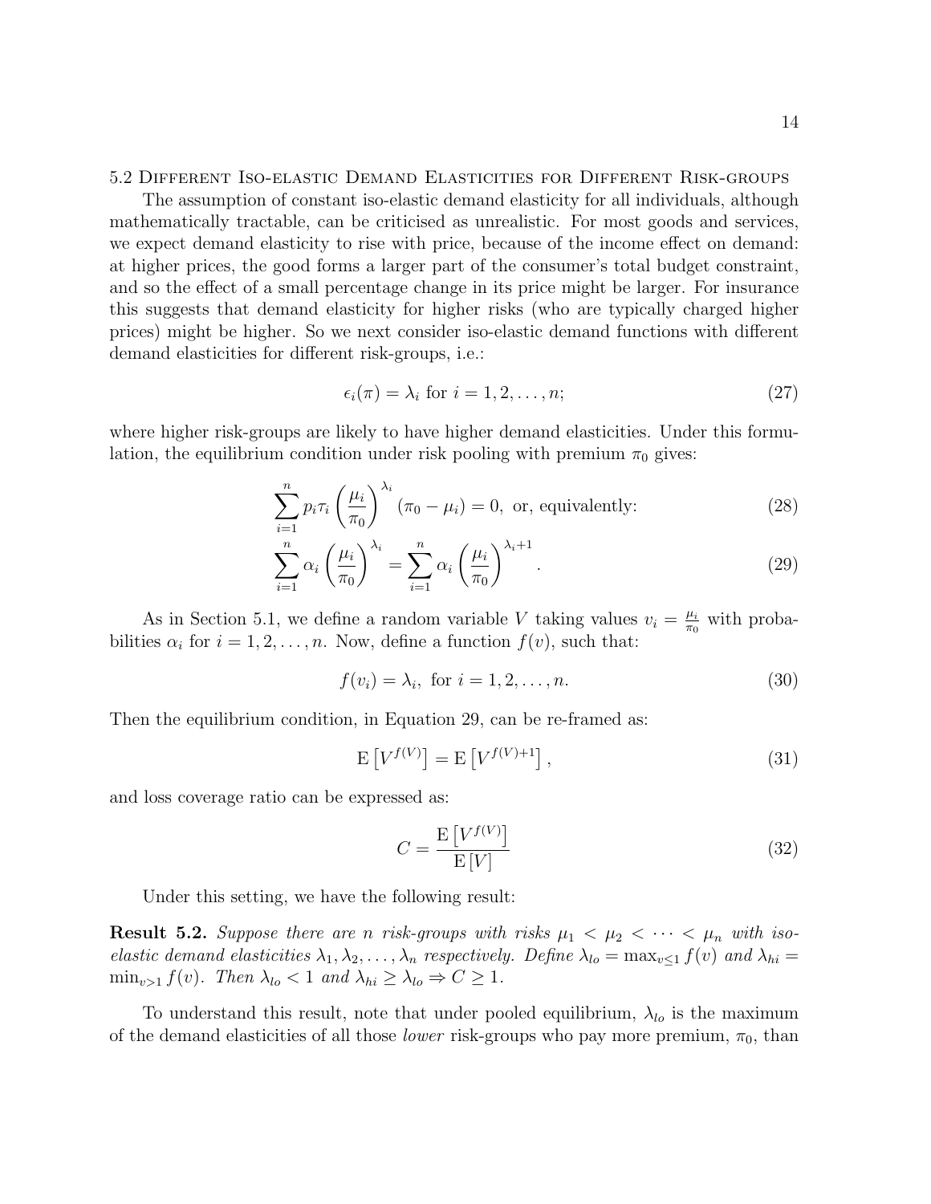### 5.2 Different Iso-elastic Demand Elasticities for Different Risk-groups

The assumption of constant iso-elastic demand elasticity for all individuals, although mathematically tractable, can be criticised as unrealistic. For most goods and services, we expect demand elasticity to rise with price, because of the income effect on demand: at higher prices, the good forms a larger part of the consumer's total budget constraint, and so the effect of a small percentage change in its price might be larger. For insurance this suggests that demand elasticity for higher risks (who are typically charged higher prices) might be higher. So we next consider iso-elastic demand functions with different demand elasticities for different risk-groups, i.e.:

$$\epsilon_i(\pi) = \lambda_i \text{ for } i = 1, 2, \ldots, n; \tag{27}$$

where higher risk-groups are likely to have higher demand elasticities. Under this formulation, the equilibrium condition under risk pooling with premium $\pi_0$ gives:

$$\sum_{i=1}^{n} p_i \tau_i \left(\frac{\mu_i}{\pi_0}\right)^{\lambda_i} (\pi_0 - \mu_i) = 0, \text{ or, equivalently:} \tag{28}$$

$$\sum_{i=1}^{n} \alpha_i \left(\frac{\mu_i}{\pi_0}\right)^{\lambda_i} = \sum_{i=1}^{n} \alpha_i \left(\frac{\mu_i}{\pi_0}\right)^{\lambda_i+1}. \tag{29}$$

As in Section 5.1, we define a random variable $V$ taking values $v_i = \frac{\mu_i}{\pi_0}$ with probabilities $\alpha_i$ for $i = 1, 2, \ldots, n$. Now, define a function $f(v)$, such that:

$$f(v_i) = \lambda_i, \text{ for } i = 1, 2, \ldots, n. \tag{30}$$

Then the equilibrium condition, in Equation 29, can be re-framed as:

$$\mathrm{E}\left[V^{f(V)}\right] = \mathrm{E}\left[V^{f(V)+1}\right], \tag{31}$$

and loss coverage ratio can be expressed as:

$$C = \frac{\mathrm{E}\left[V^{f(V)}\right]}{\mathrm{E}\left[V\right]} \tag{32}$$

Under this setting, we have the following result:

**Result 5.2.** *Suppose there are $n$ risk-groups with risks $\mu_1 < \mu_2 < \cdots < \mu_n$ with iso-elastic demand elasticities $\lambda_1, \lambda_2, \ldots, \lambda_n$ respectively. Define $\lambda_{lo} = \max_{v \le 1} f(v)$ and $\lambda_{hi} = \min_{v>1} f(v)$. Then $\lambda_{lo} < 1$ and $\lambda_{hi} \ge \lambda_{lo} \Rightarrow C \ge 1$.*

To understand this result, note that under pooled equilibrium, $\lambda_{lo}$ is the maximum of the demand elasticities of all those *lower* risk-groups who pay more premium, $\pi_0$, than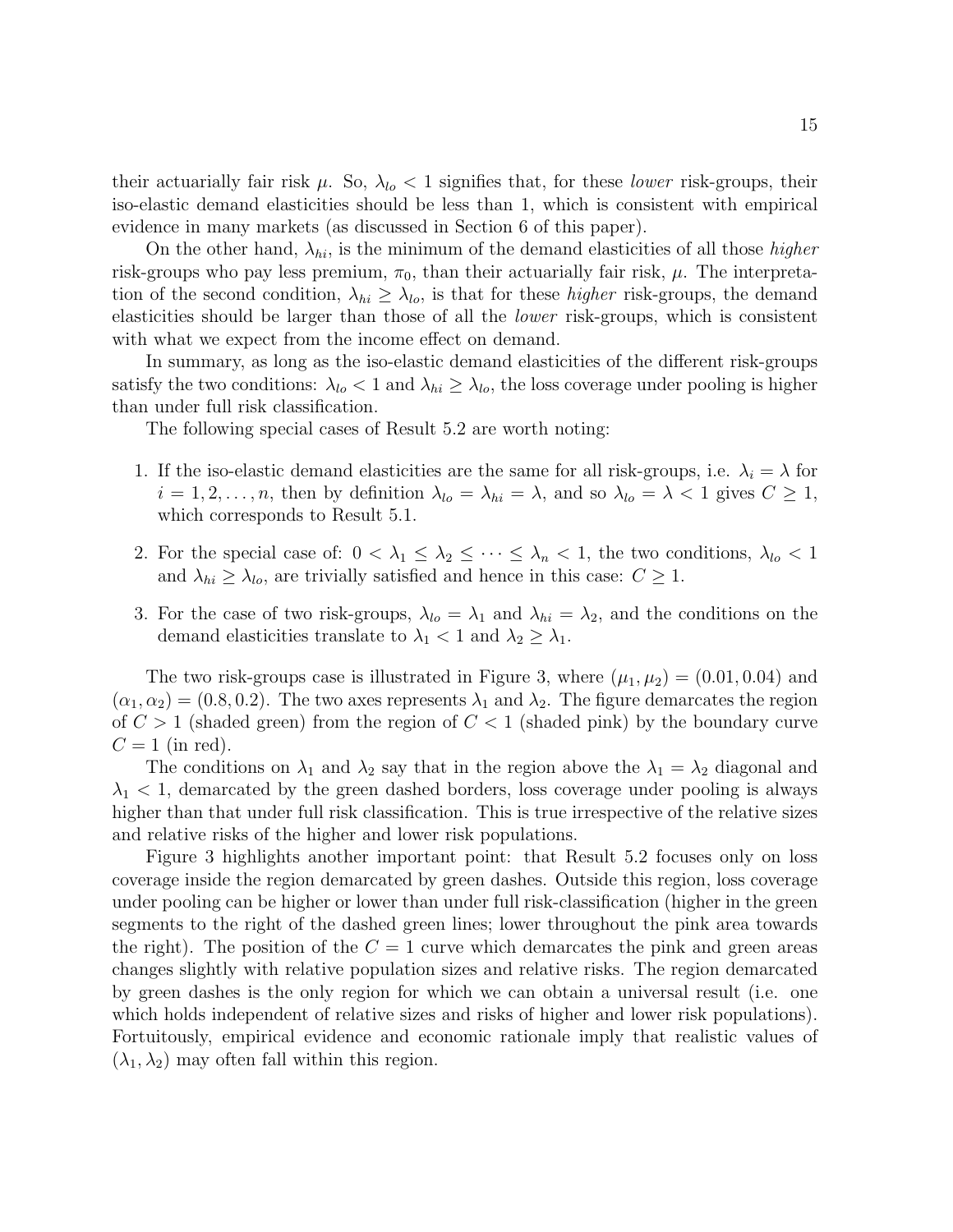their actuarially fair risk $\mu$. So, $\lambda_{lo} < 1$ signifies that, for these *lower* risk-groups, their iso-elastic demand elasticities should be less than 1, which is consistent with empirical evidence in many markets (as discussed in Section 6 of this paper).

On the other hand, $\lambda_{hi}$, is the minimum of the demand elasticities of all those *higher* risk-groups who pay less premium, $\pi_0$, than their actuarially fair risk, $\mu$. The interpretation of the second condition, $\lambda_{hi} \geq \lambda_{lo}$, is that for these *higher* risk-groups, the demand elasticities should be larger than those of all the *lower* risk-groups, which is consistent with what we expect from the income effect on demand.

In summary, as long as the iso-elastic demand elasticities of the different risk-groups satisfy the two conditions: $\lambda_{lo} < 1$ and $\lambda_{hi} \geq \lambda_{lo}$, the loss coverage under pooling is higher than under full risk classification.

The following special cases of Result 5.2 are worth noting:

1. If the iso-elastic demand elasticities are the same for all risk-groups, i.e. $\lambda_i = \lambda$ for $i = 1, 2, \ldots, n$, then by definition $\lambda_{lo} = \lambda_{hi} = \lambda$, and so $\lambda_{lo} = \lambda < 1$ gives $C \geq 1$, which corresponds to Result 5.1.
2. For the special case of: $0 < \lambda_1 \leq \lambda_2 \leq \cdots \leq \lambda_n < 1$, the two conditions, $\lambda_{lo} < 1$ and $\lambda_{hi} \geq \lambda_{lo}$, are trivially satisfied and hence in this case: $C \geq 1$.
3. For the case of two risk-groups, $\lambda_{lo} = \lambda_1$ and $\lambda_{hi} = \lambda_2$, and the conditions on the demand elasticities translate to $\lambda_1 < 1$ and $\lambda_2 \geq \lambda_1$.

The two risk-groups case is illustrated in Figure 3, where $(\mu_1, \mu_2) = (0.01, 0.04)$ and $(\alpha_1, \alpha_2) = (0.8, 0.2)$. The two axes represents $\lambda_1$ and $\lambda_2$. The figure demarcates the region of $C > 1$ (shaded green) from the region of $C < 1$ (shaded pink) by the boundary curve $C = 1$ (in red).

The conditions on $\lambda_1$ and $\lambda_2$ say that in the region above the $\lambda_1 = \lambda_2$ diagonal and $\lambda_1 < 1$, demarcated by the green dashed borders, loss coverage under pooling is always higher than that under full risk classification. This is true irrespective of the relative sizes and relative risks of the higher and lower risk populations.

Figure 3 highlights another important point: that Result 5.2 focuses only on loss coverage inside the region demarcated by green dashes. Outside this region, loss coverage under pooling can be higher or lower than under full risk-classification (higher in the green segments to the right of the dashed green lines; lower throughout the pink area towards the right). The position of the $C = 1$ curve which demarcates the pink and green areas changes slightly with relative population sizes and relative risks. The region demarcated by green dashes is the only region for which we can obtain a universal result (i.e. one which holds independent of relative sizes and risks of higher and lower risk populations). Fortuitously, empirical evidence and economic rationale imply that realistic values of $(\lambda_1, \lambda_2)$ may often fall within this region.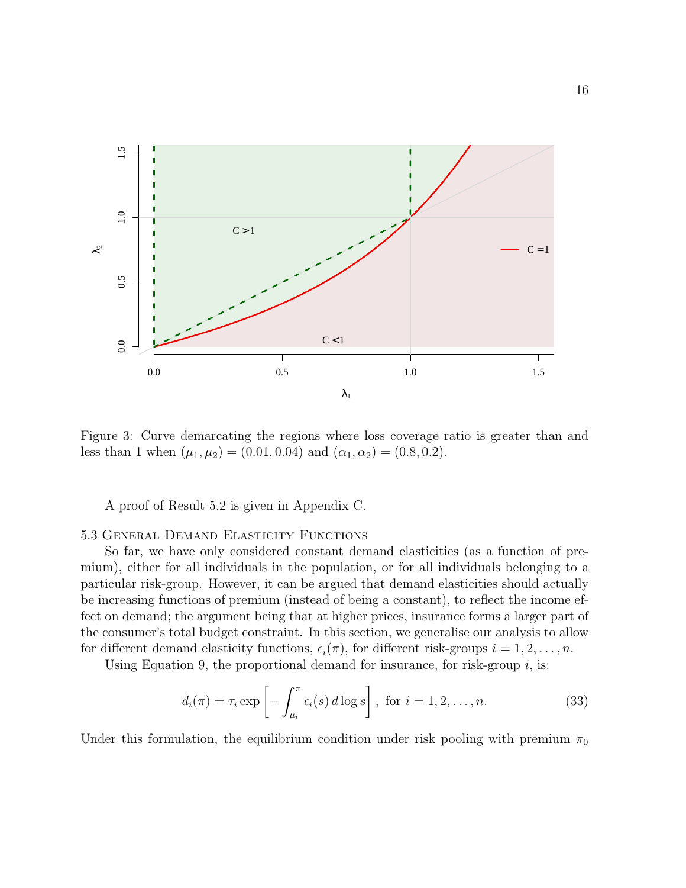Figure 3: Curve demarcating the regions where loss coverage ratio is greater than and less than 1 when $(\mu_1, \mu_2) = (0.01, 0.04)$ and $(\alpha_1, \alpha_2) = (0.8, 0.2)$.

A proof of Result 5.2 is given in Appendix C.

### 5.3 General Demand Elasticity Functions

So far, we have only considered constant demand elasticities (as a function of premium), either for all individuals in the population, or for all individuals belonging to a particular risk-group. However, it can be argued that demand elasticities should actually be increasing functions of premium (instead of being a constant), to reflect the income effect on demand; the argument being that at higher prices, insurance forms a larger part of the consumer's total budget constraint. In this section, we generalise our analysis to allow for different demand elasticity functions, $\epsilon_i(\pi)$, for different risk-groups $i = 1, 2, \ldots, n$.

Using Equation 9, the proportional demand for insurance, for risk-group $i$, is:

$$d_i(\pi) = \tau_i \exp\left[-\int_{\mu_i}^{\pi} \epsilon_i(s)\, d\log s\right], \text{ for } i = 1, 2, \ldots, n. \tag{33}$$

Under this formulation, the equilibrium condition under risk pooling with premium $\pi_0$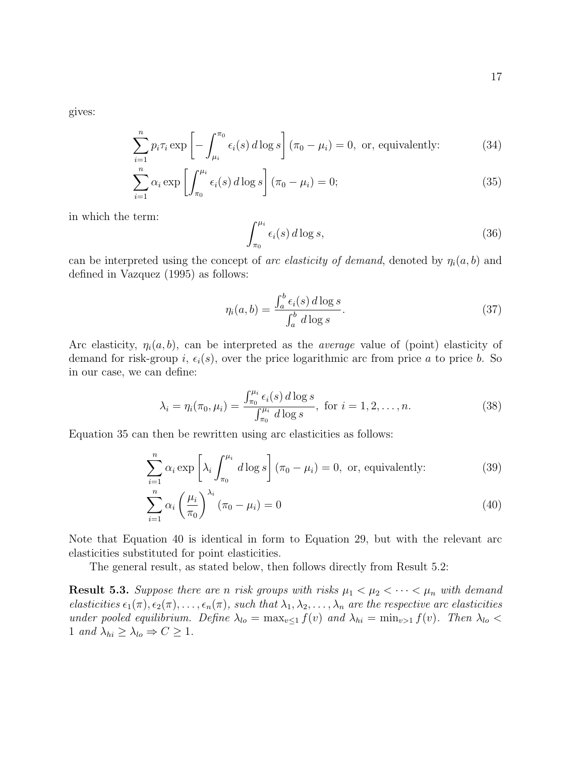gives:

$$\sum_{i=1}^{n} p_i \tau_i \exp\left[-\int_{\mu_i}^{\pi_0} \epsilon_i(s)\, d\log s\right](\pi_0 - \mu_i) = 0, \text{ or, equivalently:} \tag{34}$$

$$\sum_{i=1}^{n} \alpha_i \exp\left[\int_{\pi_0}^{\mu_i} \epsilon_i(s)\, d\log s\right](\pi_0 - \mu_i) = 0; \tag{35}$$

in which the term:

$$\int_{\pi_0}^{\mu_i} \epsilon_i(s)\, d\log s, \tag{36}$$

can be interpreted using the concept of *arc elasticity of demand*, denoted by $\eta_i(a, b)$ and defined in Vazquez (1995) as follows:

$$\eta_i(a, b) = \frac{\int_a^b \epsilon_i(s)\, d\log s}{\int_a^b d\log s}. \tag{37}$$

Arc elasticity, $\eta_i(a, b)$, can be interpreted as the *average* value of (point) elasticity of demand for risk-group $i$, $\epsilon_i(s)$, over the price logarithmic arc from price $a$ to price $b$. So in our case, we can define:

$$\lambda_i = \eta_i(\pi_0, \mu_i) = \frac{\int_{\pi_0}^{\mu_i} \epsilon_i(s)\, d\log s}{\int_{\pi_0}^{\mu_i} d\log s}, \text{ for } i = 1, 2, \ldots, n. \tag{38}$$

Equation 35 can then be rewritten using arc elasticities as follows:

$$\sum_{i=1}^{n} \alpha_i \exp\left[\lambda_i \int_{\pi_0}^{\mu_i} d\log s\right](\pi_0 - \mu_i) = 0, \text{ or, equivalently:} \tag{39}$$

$$\sum_{i=1}^{n} \alpha_i \left(\frac{\mu_i}{\pi_0}\right)^{\lambda_i} (\pi_0 - \mu_i) = 0 \tag{40}$$

Note that Equation 40 is identical in form to Equation 29, but with the relevant arc elasticities substituted for point elasticities.

The general result, as stated below, then follows directly from Result 5.2:

**Result 5.3.** *Suppose there are $n$ risk groups with risks $\mu_1 < \mu_2 < \cdots < \mu_n$ with demand elasticities $\epsilon_1(\pi), \epsilon_2(\pi), \ldots, \epsilon_n(\pi)$, such that $\lambda_1, \lambda_2, \ldots, \lambda_n$ are the respective arc elasticities under pooled equilibrium. Define $\lambda_{lo} = \max_{v \le 1} f(v)$ and $\lambda_{hi} = \min_{v > 1} f(v)$. Then $\lambda_{lo} < 1$ and $\lambda_{hi} \ge \lambda_{lo} \Rightarrow C \ge 1$.*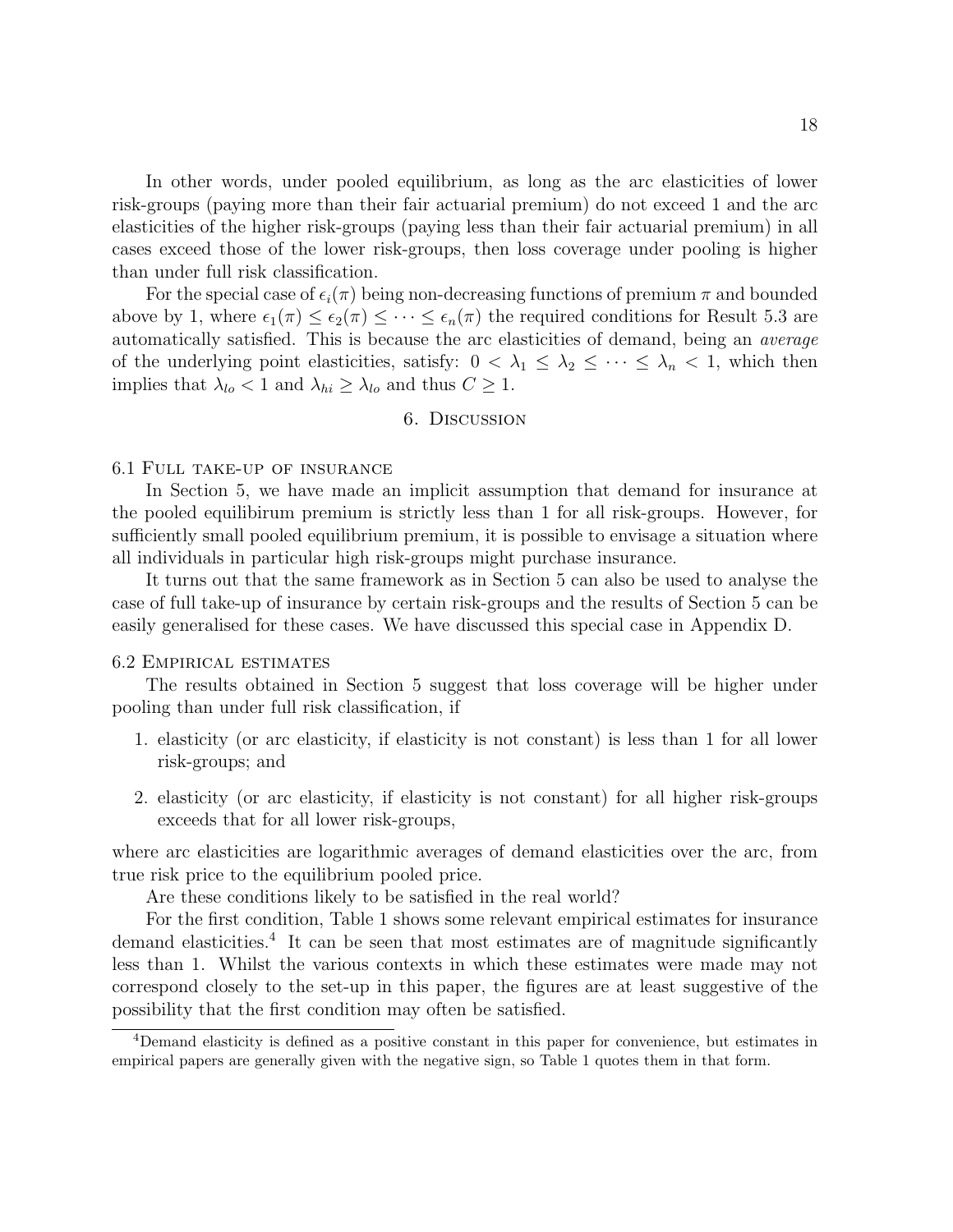In other words, under pooled equilibrium, as long as the arc elasticities of lower risk-groups (paying more than their fair actuarial premium) do not exceed 1 and the arc elasticities of the higher risk-groups (paying less than their fair actuarial premium) in all cases exceed those of the lower risk-groups, then loss coverage under pooling is higher than under full risk classification.

For the special case of $\epsilon_i(\pi)$ being non-decreasing functions of premium $\pi$ and bounded above by 1, where $\epsilon_1(\pi) \leq \epsilon_2(\pi) \leq \cdots \leq \epsilon_n(\pi)$ the required conditions for Result 5.3 are automatically satisfied. This is because the arc elasticities of demand, being an *average* of the underlying point elasticities, satisfy: $0 < \lambda_1 \leq \lambda_2 \leq \cdots \leq \lambda_n < 1$, which then implies that $\lambda_{lo} < 1$ and $\lambda_{hi} \geq \lambda_{lo}$ and thus $C \geq 1$.

## 6. Discussion

### 6.1 Full take-up of insurance

In Section 5, we have made an implicit assumption that demand for insurance at the pooled equilibirum premium is strictly less than 1 for all risk-groups. However, for sufficiently small pooled equilibrium premium, it is possible to envisage a situation where all individuals in particular high risk-groups might purchase insurance.

It turns out that the same framework as in Section 5 can also be used to analyse the case of full take-up of insurance by certain risk-groups and the results of Section 5 can be easily generalised for these cases. We have discussed this special case in Appendix D.

### 6.2 Empirical estimates

The results obtained in Section 5 suggest that loss coverage will be higher under pooling than under full risk classification, if

1. elasticity (or arc elasticity, if elasticity is not constant) is less than 1 for all lower risk-groups; and
2. elasticity (or arc elasticity, if elasticity is not constant) for all higher risk-groups exceeds that for all lower risk-groups,

where arc elasticities are logarithmic averages of demand elasticities over the arc, from true risk price to the equilibrium pooled price.

Are these conditions likely to be satisfied in the real world?

For the first condition, Table 1 shows some relevant empirical estimates for insurance demand elasticities.[4] It can be seen that most estimates are of magnitude significantly less than 1. Whilst the various contexts in which these estimates were made may not correspond closely to the set-up in this paper, the figures are at least suggestive of the possibility that the first condition may often be satisfied.

[4] Demand elasticity is defined as a positive constant in this paper for convenience, but estimates in empirical papers are generally given with the negative sign, so Table 1 quotes them in that form.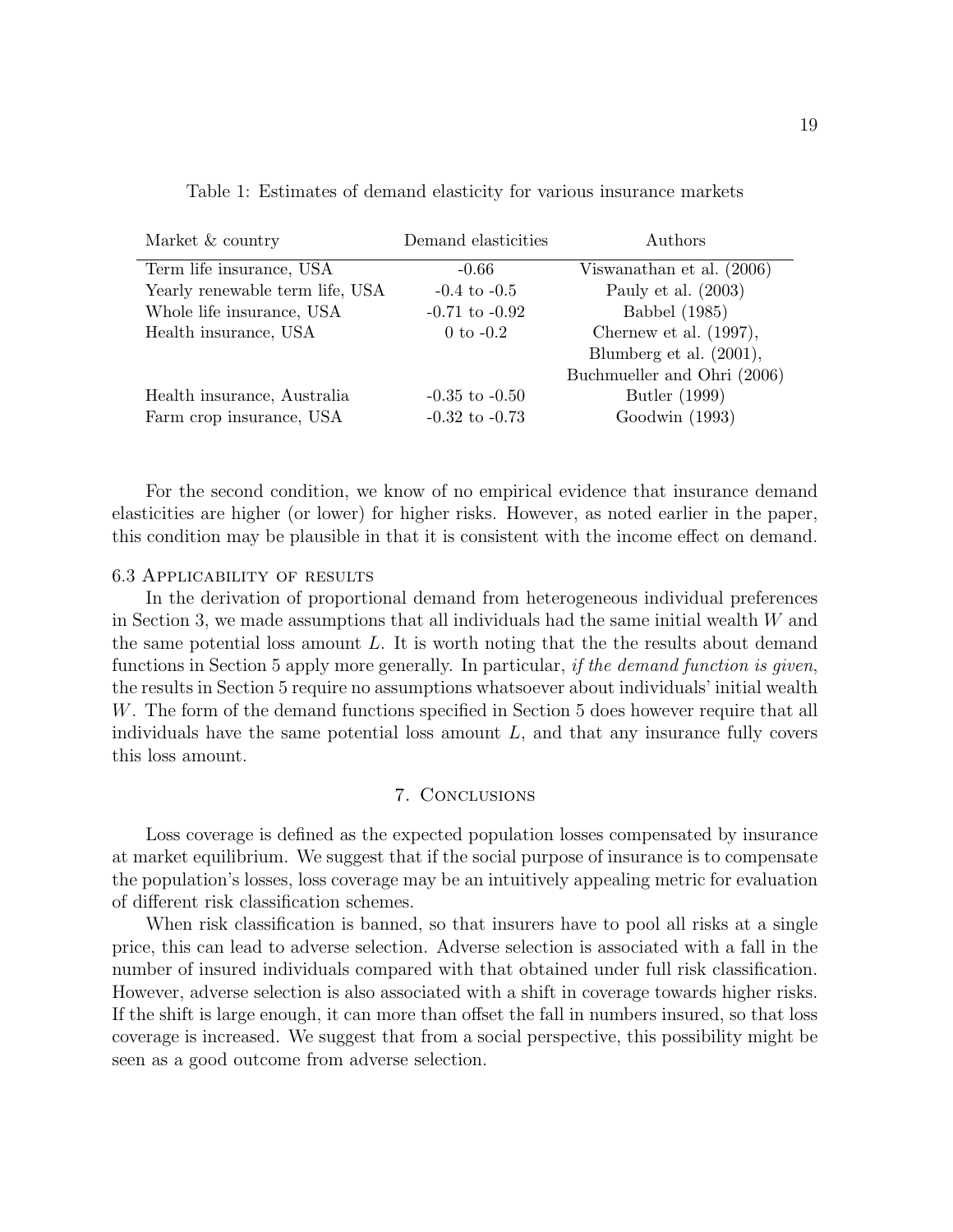Table 1: Estimates of demand elasticity for various insurance markets

| Market & country | Demand elasticities | Authors |
|---|---|---|
| Term life insurance, USA | -0.66 | Viswanathan et al. (2006) |
| Yearly renewable term life, USA | -0.4 to -0.5 | Pauly et al. (2003) |
| Whole life insurance, USA | -0.71 to -0.92 | Babbel (1985) |
| Health insurance, USA | 0 to -0.2 | Chernew et al. (1997), Blumberg et al. (2001), Buchmueller and Ohri (2006) |
| Health insurance, Australia | -0.35 to -0.50 | Butler (1999) |
| Farm crop insurance, USA | -0.32 to -0.73 | Goodwin (1993) |

For the second condition, we know of no empirical evidence that insurance demand elasticities are higher (or lower) for higher risks. However, as noted earlier in the paper, this condition may be plausible in that it is consistent with the income effect on demand.

### 6.3 Applicability of results

In the derivation of proportional demand from heterogeneous individual preferences in Section 3, we made assumptions that all individuals had the same initial wealth $W$ and the same potential loss amount $L$. It is worth noting that the the results about demand functions in Section 5 apply more generally. In particular, *if the demand function is given*, the results in Section 5 require no assumptions whatsoever about individuals' initial wealth $W$. The form of the demand functions specified in Section 5 does however require that all individuals have the same potential loss amount $L$, and that any insurance fully covers this loss amount.

## 7. Conclusions

Loss coverage is defined as the expected population losses compensated by insurance at market equilibrium. We suggest that if the social purpose of insurance is to compensate the population's losses, loss coverage may be an intuitively appealing metric for evaluation of different risk classification schemes.

When risk classification is banned, so that insurers have to pool all risks at a single price, this can lead to adverse selection. Adverse selection is associated with a fall in the number of insured individuals compared with that obtained under full risk classification. However, adverse selection is also associated with a shift in coverage towards higher risks. If the shift is large enough, it can more than offset the fall in numbers insured, so that loss coverage is increased. We suggest that from a social perspective, this possibility might be seen as a good outcome from adverse selection.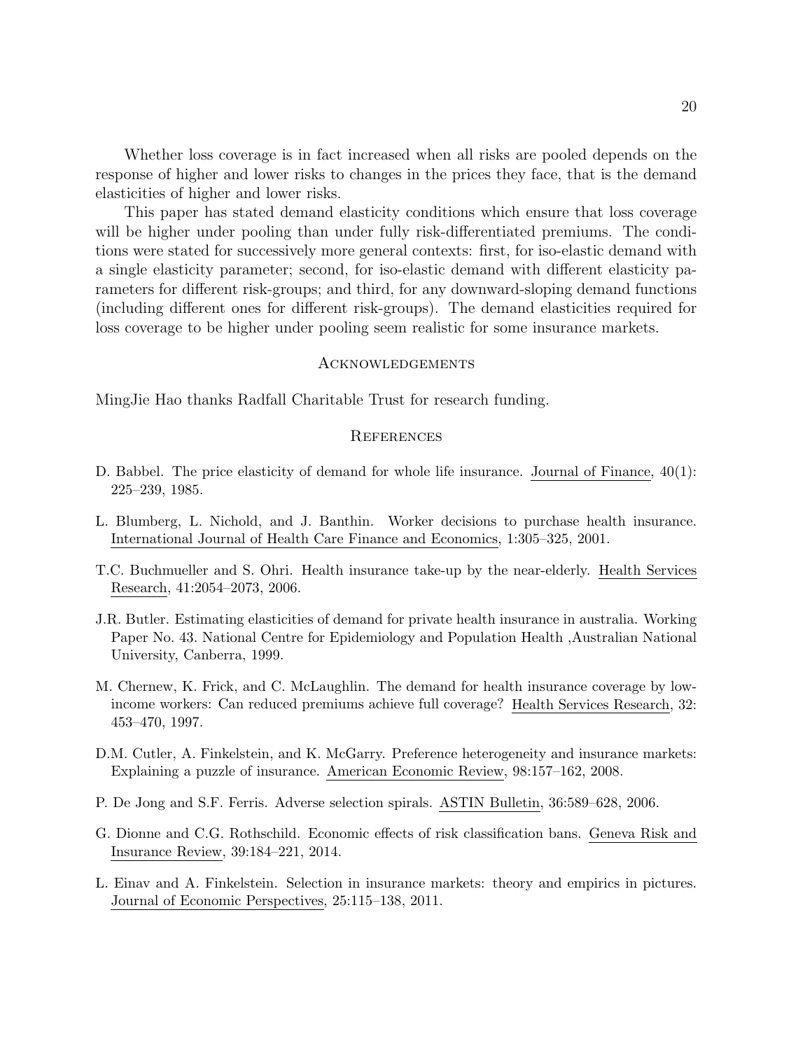Whether loss coverage is in fact increased when all risks are pooled depends on the response of higher and lower risks to changes in the prices they face, that is the demand elasticities of higher and lower risks.

This paper has stated demand elasticity conditions which ensure that loss coverage will be higher under pooling than under fully risk-differentiated premiums. The conditions were stated for successively more general contexts: first, for iso-elastic demand with a single elasticity parameter; second, for iso-elastic demand with different elasticity parameters for different risk-groups; and third, for any downward-sloping demand functions (including different ones for different risk-groups). The demand elasticities required for loss coverage to be higher under pooling seem realistic for some insurance markets.

## Acknowledgements

MingJie Hao thanks Radfall Charitable Trust for research funding.

## References

D. Babbel. The price elasticity of demand for whole life insurance. Journal of Finance, 40(1): 225–239, 1985.

L. Blumberg, L. Nichold, and J. Banthin. Worker decisions to purchase health insurance. International Journal of Health Care Finance and Economics, 1:305–325, 2001.

T.C. Buchmueller and S. Ohri. Health insurance take-up by the near-elderly. Health Services Research, 41:2054–2073, 2006.

J.R. Butler. Estimating elasticities of demand for private health insurance in australia. Working Paper No. 43. National Centre for Epidemiology and Population Health ,Australian National University, Canberra, 1999.

M. Chernew, K. Frick, and C. McLaughlin. The demand for health insurance coverage by low-income workers: Can reduced premiums achieve full coverage? Health Services Research, 32: 453–470, 1997.

D.M. Cutler, A. Finkelstein, and K. McGarry. Preference heterogeneity and insurance markets: Explaining a puzzle of insurance. American Economic Review, 98:157–162, 2008.

P. De Jong and S.F. Ferris. Adverse selection spirals. ASTIN Bulletin, 36:589–628, 2006.

G. Dionne and C.G. Rothschild. Economic effects of risk classification bans. Geneva Risk and Insurance Review, 39:184–221, 2014.

L. Einav and A. Finkelstein. Selection in insurance markets: theory and empirics in pictures. Journal of Economic Perspectives, 25:115–138, 2011.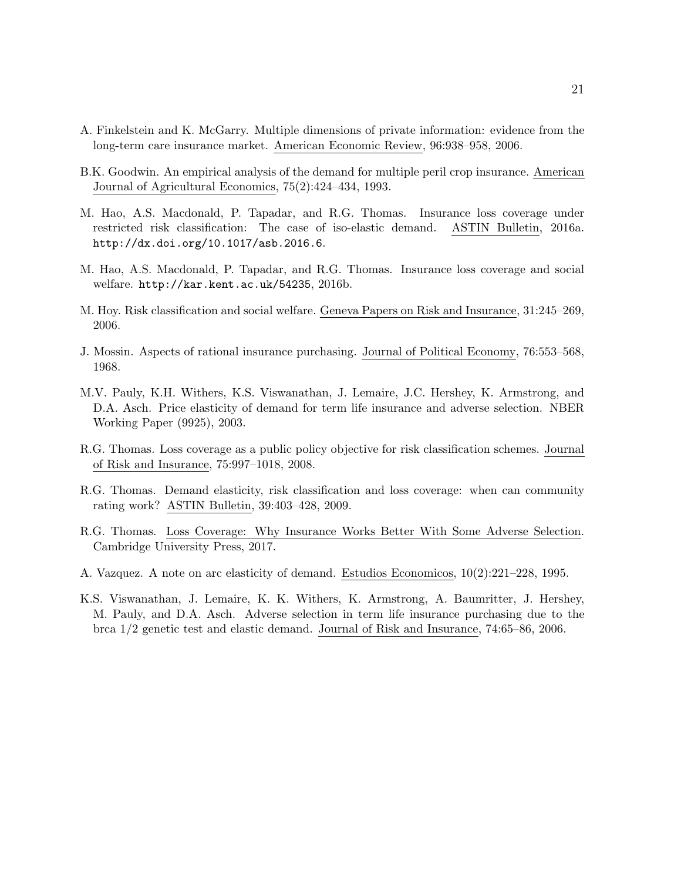A. Finkelstein and K. McGarry. Multiple dimensions of private information: evidence from the long-term care insurance market. American Economic Review, 96:938–958, 2006.

B.K. Goodwin. An empirical analysis of the demand for multiple peril crop insurance. American Journal of Agricultural Economics, 75(2):424–434, 1993.

M. Hao, A.S. Macdonald, P. Tapadar, and R.G. Thomas. Insurance loss coverage under restricted risk classification: The case of iso-elastic demand. ASTIN Bulletin, 2016a. http://dx.doi.org/10.1017/asb.2016.6.

M. Hao, A.S. Macdonald, P. Tapadar, and R.G. Thomas. Insurance loss coverage and social welfare. http://kar.kent.ac.uk/54235, 2016b.

M. Hoy. Risk classification and social welfare. Geneva Papers on Risk and Insurance, 31:245–269, 2006.

J. Mossin. Aspects of rational insurance purchasing. Journal of Political Economy, 76:553–568, 1968.

M.V. Pauly, K.H. Withers, K.S. Viswanathan, J. Lemaire, J.C. Hershey, K. Armstrong, and D.A. Asch. Price elasticity of demand for term life insurance and adverse selection. NBER Working Paper (9925), 2003.

R.G. Thomas. Loss coverage as a public policy objective for risk classification schemes. Journal of Risk and Insurance, 75:997–1018, 2008.

R.G. Thomas. Demand elasticity, risk classification and loss coverage: when can community rating work? ASTIN Bulletin, 39:403–428, 2009.

R.G. Thomas. Loss Coverage: Why Insurance Works Better With Some Adverse Selection. Cambridge University Press, 2017.

A. Vazquez. A note on arc elasticity of demand. Estudios Economicos, 10(2):221–228, 1995.

K.S. Viswanathan, J. Lemaire, K. K. Withers, K. Armstrong, A. Baumritter, J. Hershey, M. Pauly, and D.A. Asch. Adverse selection in term life insurance purchasing due to the brca 1/2 genetic test and elastic demand. Journal of Risk and Insurance, 74:65–86, 2006.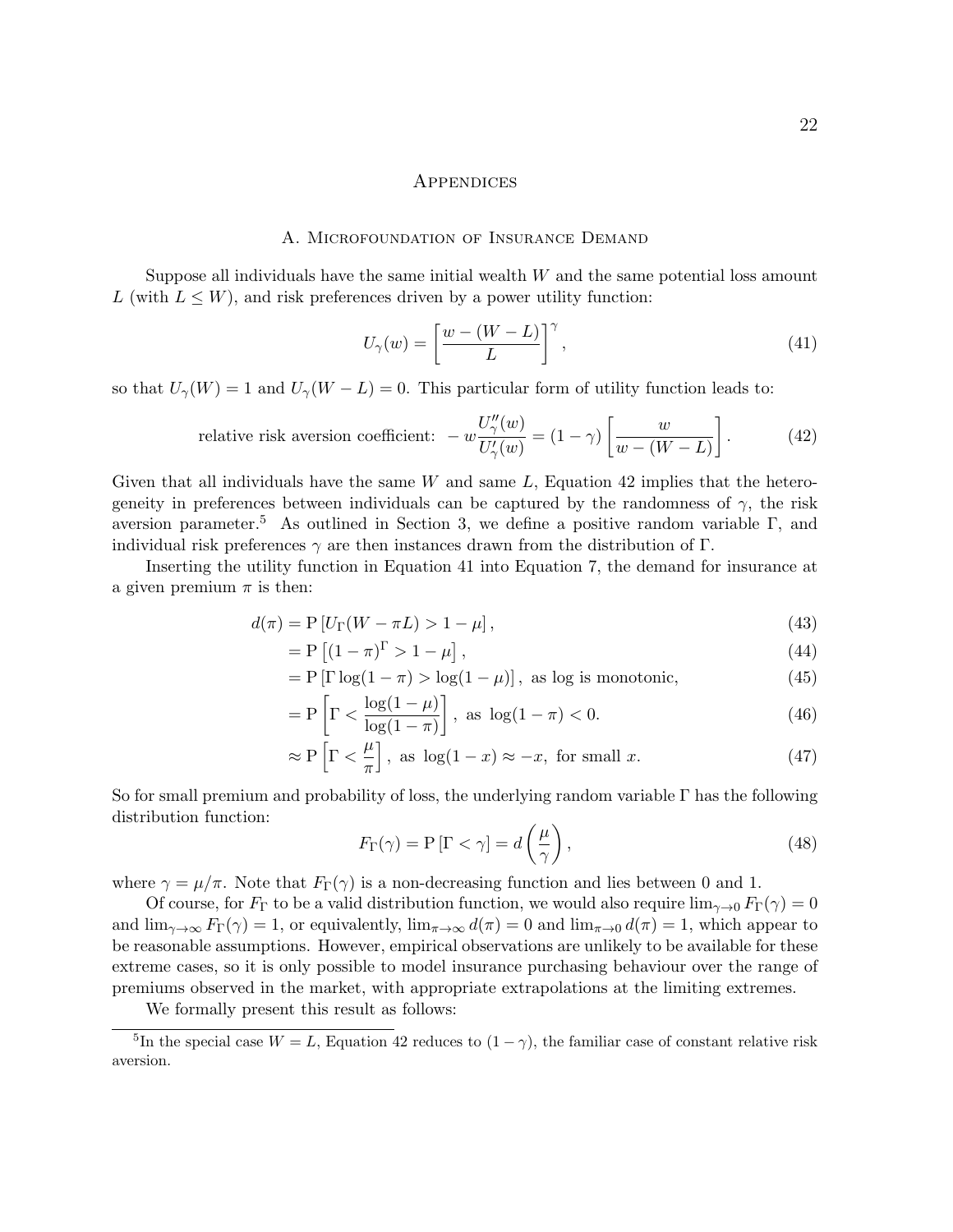# Appendices

## A. Microfoundation of Insurance Demand

Suppose all individuals have the same initial wealth $W$ and the same potential loss amount $L$ (with $L \leq W$), and risk preferences driven by a power utility function:

$$U_\gamma(w) = \left[ \frac{w - (W - L)}{L} \right]^\gamma, \tag{41}$$

so that $U_\gamma(W) = 1$ and $U_\gamma(W - L) = 0$. This particular form of utility function leads to:

$$\text{relative risk aversion coefficient:} \ -w \frac{U''_\gamma(w)}{U'_\gamma(w)} = (1 - \gamma) \left[ \frac{w}{w - (W - L)} \right]. \tag{42}$$

Given that all individuals have the same $W$ and same $L$, Equation 42 implies that the heterogeneity in preferences between individuals can be captured by the randomness of $\gamma$, the risk aversion parameter.[5] As outlined in Section 3, we define a positive random variable $\Gamma$, and individual risk preferences $\gamma$ are then instances drawn from the distribution of $\Gamma$.

Inserting the utility function in Equation 41 into Equation 7, the demand for insurance at a given premium $\pi$ is then:

$$d(\pi) = \mathrm{P}\left[ U_\Gamma(W - \pi L) > 1 - \mu \right], \tag{43}$$

$$= \mathrm{P}\left[ (1 - \pi)^\Gamma > 1 - \mu \right], \tag{44}$$

$$= \mathrm{P}\left[ \Gamma \log(1 - \pi) > \log(1 - \mu) \right], \text{ as log is monotonic,} \tag{45}$$

$$= \mathrm{P}\left[ \Gamma < \frac{\log(1 - \mu)}{\log(1 - \pi)} \right], \text{ as } \log(1 - \pi) < 0. \tag{46}$$

$$\approx \mathrm{P}\left[ \Gamma < \frac{\mu}{\pi} \right], \text{ as } \log(1 - x) \approx -x, \text{ for small } x. \tag{47}$$

So for small premium and probability of loss, the underlying random variable $\Gamma$ has the following distribution function:

$$F_\Gamma(\gamma) = \mathrm{P}\left[ \Gamma < \gamma \right] = d\left( \frac{\mu}{\gamma} \right), \tag{48}$$

where $\gamma = \mu / \pi$. Note that $F_\Gamma(\gamma)$ is a non-decreasing function and lies between 0 and 1.

Of course, for $F_\Gamma$ to be a valid distribution function, we would also require $\lim_{\gamma \to 0} F_\Gamma(\gamma) = 0$ and $\lim_{\gamma \to \infty} F_\Gamma(\gamma) = 1$, or equivalently, $\lim_{\pi \to \infty} d(\pi) = 0$ and $\lim_{\pi \to 0} d(\pi) = 1$, which appear to be reasonable assumptions. However, empirical observations are unlikely to be available for these extreme cases, so it is only possible to model insurance purchasing behaviour over the range of premiums observed in the market, with appropriate extrapolations at the limiting extremes.

We formally present this result as follows:

[5] In the special case $W = L$, Equation 42 reduces to $(1 - \gamma)$, the familiar case of constant relative risk aversion.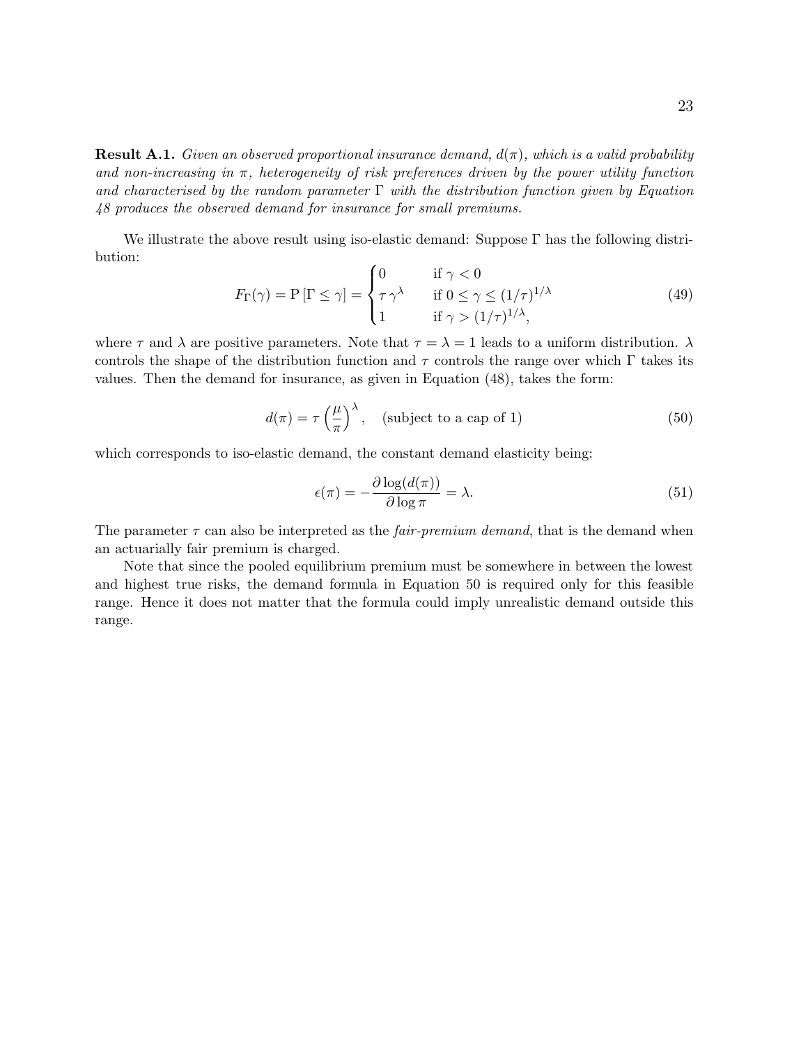**Result A.1.** *Given an observed proportional insurance demand, $d(\pi)$, which is a valid probability and non-increasing in $\pi$, heterogeneity of risk preferences driven by the power utility function and characterised by the random parameter $\Gamma$ with the distribution function given by Equation 48 produces the observed demand for insurance for small premiums.*

We illustrate the above result using iso-elastic demand: Suppose $\Gamma$ has the following distribution:

$$F_\Gamma(\gamma) = \mathrm{P}\left[\Gamma \leq \gamma\right] = \begin{cases} 0 & \text{if } \gamma < 0 \\ \tau\, \gamma^\lambda & \text{if } 0 \leq \gamma \leq (1/\tau)^{1/\lambda} \\ 1 & \text{if } \gamma > (1/\tau)^{1/\lambda}, \end{cases} \tag{49}$$

where $\tau$ and $\lambda$ are positive parameters. Note that $\tau = \lambda = 1$ leads to a uniform distribution. $\lambda$ controls the shape of the distribution function and $\tau$ controls the range over which $\Gamma$ takes its values. Then the demand for insurance, as given in Equation (48), takes the form:

$$d(\pi) = \tau \left(\frac{\mu}{\pi}\right)^\lambda, \quad \text{(subject to a cap of 1)} \tag{50}$$

which corresponds to iso-elastic demand, the constant demand elasticity being:

$$\epsilon(\pi) = -\frac{\partial \log(d(\pi))}{\partial \log \pi} = \lambda. \tag{51}$$

The parameter $\tau$ can also be interpreted as the *fair-premium demand*, that is the demand when an actuarially fair premium is charged.

Note that since the pooled equilibrium premium must be somewhere in between the lowest and highest true risks, the demand formula in Equation 50 is required only for this feasible range. Hence it does not matter that the formula could imply unrealistic demand outside this range.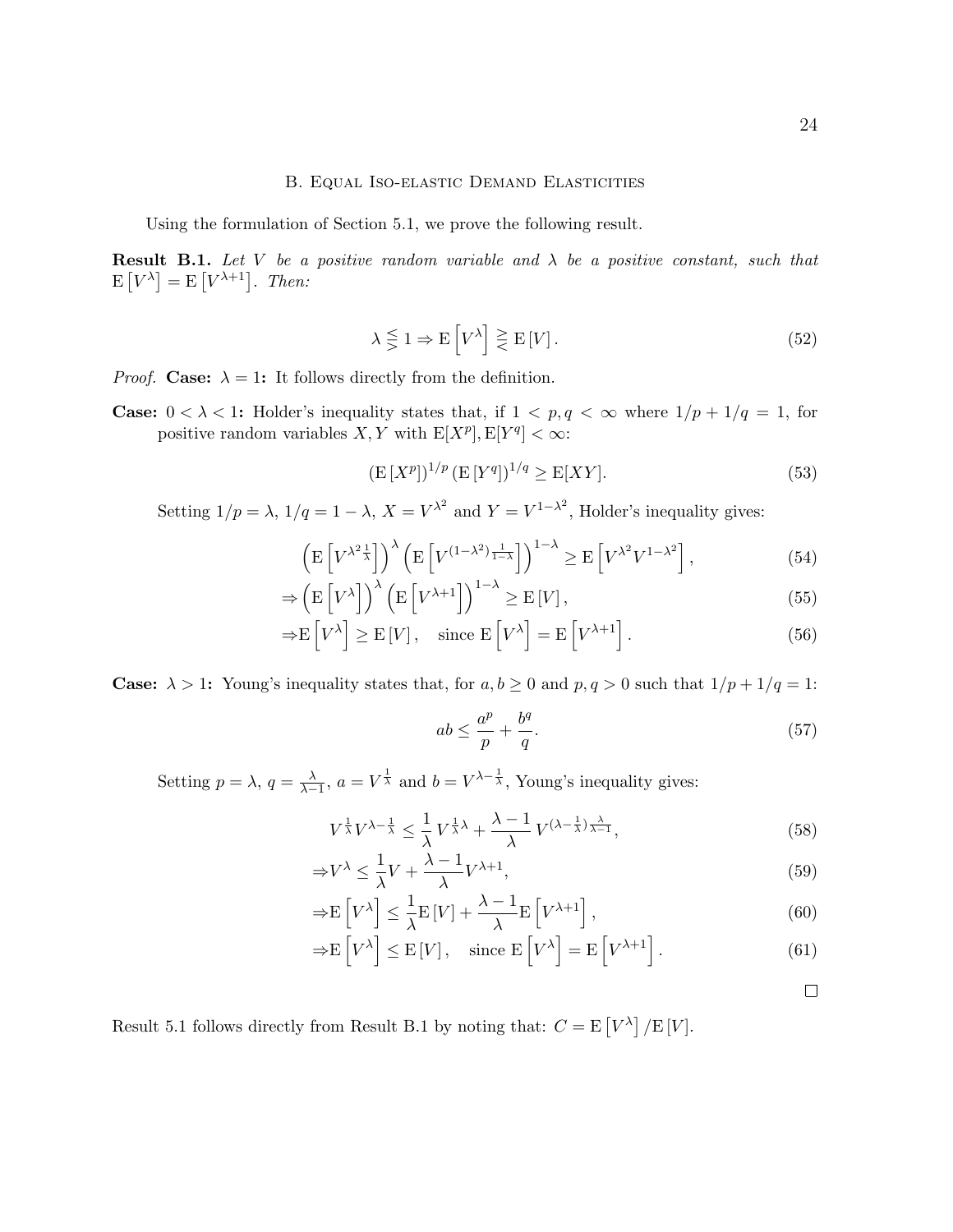## B. Equal Iso-elastic Demand Elasticities

Using the formulation of Section 5.1, we prove the following result.

**Result B.1.** *Let $V$ be a positive random variable and $\lambda$ be a positive constant, such that $\mathrm{E}\left[V^{\lambda}\right] = \mathrm{E}\left[V^{\lambda+1}\right]$. Then:*

$$\lambda \lesseqgtr 1 \Rightarrow \mathrm{E}\left[V^{\lambda}\right] \gtreqless \mathrm{E}\left[V\right]. \tag{52}$$

*Proof.* **Case: $\lambda = 1$:** It follows directly from the definition.

**Case: $0 < \lambda < 1$:** Holder's inequality states that, if $1 < p, q < \infty$ where $1/p + 1/q = 1$, for positive random variables $X, Y$ with $\mathrm{E}[X^p], \mathrm{E}[Y^q] < \infty$:

$$\left(\mathrm{E}\left[X^p\right]\right)^{1/p}\left(\mathrm{E}\left[Y^q\right]\right)^{1/q} \geq \mathrm{E}[XY]. \tag{53}$$

Setting $1/p = \lambda$, $1/q = 1 - \lambda$, $X = V^{\lambda^2}$ and $Y = V^{1-\lambda^2}$, Holder's inequality gives:

$$\left(\mathrm{E}\left[V^{\lambda^2 \frac{1}{\lambda}}\right]\right)^{\lambda}\left(\mathrm{E}\left[V^{(1-\lambda^2)\frac{1}{1-\lambda}}\right]\right)^{1-\lambda} \geq \mathrm{E}\left[V^{\lambda^2}V^{1-\lambda^2}\right], \tag{54}$$

$$\Rightarrow \left(\mathrm{E}\left[V^{\lambda}\right]\right)^{\lambda}\left(\mathrm{E}\left[V^{\lambda+1}\right]\right)^{1-\lambda} \geq \mathrm{E}\left[V\right], \tag{55}$$

$$\Rightarrow \mathrm{E}\left[V^{\lambda}\right] \geq \mathrm{E}\left[V\right], \quad \text{since } \mathrm{E}\left[V^{\lambda}\right] = \mathrm{E}\left[V^{\lambda+1}\right]. \tag{56}$$

**Case: $\lambda > 1$:** Young's inequality states that, for $a, b \geq 0$ and $p, q > 0$ such that $1/p + 1/q = 1$:

$$ab \leq \frac{a^p}{p} + \frac{b^q}{q}. \tag{57}$$

Setting $p = \lambda$, $q = \frac{\lambda}{\lambda-1}$, $a = V^{\frac{1}{\lambda}}$ and $b = V^{\lambda - \frac{1}{\lambda}}$, Young's inequality gives:

$$V^{\frac{1}{\lambda}}V^{\lambda-\frac{1}{\lambda}} \leq \frac{1}{\lambda}V^{\frac{1}{\lambda}\lambda} + \frac{\lambda-1}{\lambda}V^{(\lambda-\frac{1}{\lambda})\frac{\lambda}{\lambda-1}}, \tag{58}$$

$$\Rightarrow V^{\lambda} \leq \frac{1}{\lambda}V + \frac{\lambda-1}{\lambda}V^{\lambda+1}, \tag{59}$$

$$\Rightarrow \mathrm{E}\left[V^{\lambda}\right] \leq \frac{1}{\lambda}\mathrm{E}\left[V\right] + \frac{\lambda-1}{\lambda}\mathrm{E}\left[V^{\lambda+1}\right], \tag{60}$$

$$\Rightarrow \mathrm{E}\left[V^{\lambda}\right] \leq \mathrm{E}\left[V\right], \quad \text{since } \mathrm{E}\left[V^{\lambda}\right] = \mathrm{E}\left[V^{\lambda+1}\right]. \tag{61}$$

□

Result 5.1 follows directly from Result B.1 by noting that: $C = \mathrm{E}\left[V^{\lambda}\right]/\mathrm{E}\left[V\right]$.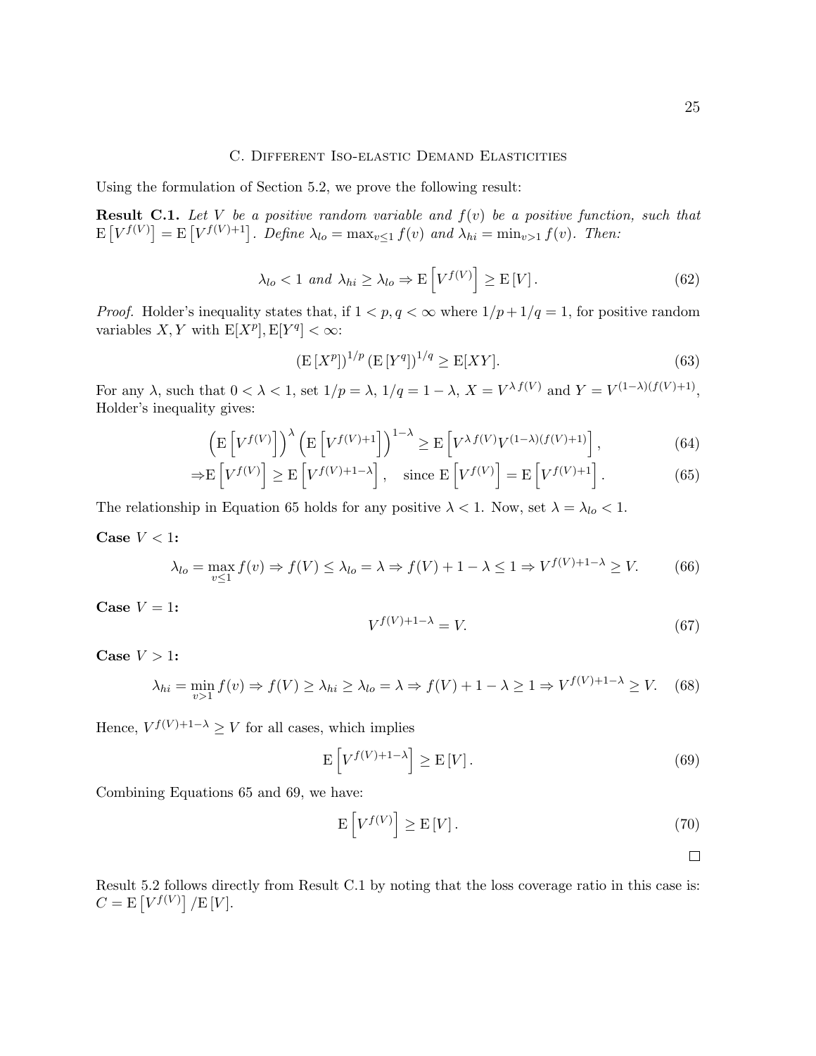## C. Different Iso-elastic Demand Elasticities

Using the formulation of Section 5.2, we prove the following result:

**Result C.1.** *Let $V$ be a positive random variable and $f(v)$ be a positive function, such that $\mathrm{E}\left[V^{f(V)}\right] = \mathrm{E}\left[V^{f(V)+1}\right]$. Define $\lambda_{lo} = \max_{v \leq 1} f(v)$ and $\lambda_{hi} = \min_{v>1} f(v)$. Then:*

$$\lambda_{lo} < 1 \text{ and } \lambda_{hi} \geq \lambda_{lo} \Rightarrow \mathrm{E}\left[V^{f(V)}\right] \geq \mathrm{E}\left[V\right]. \tag{62}$$

*Proof.* Holder's inequality states that, if $1 < p, q < \infty$ where $1/p + 1/q = 1$, for positive random variables $X, Y$ with $\mathrm{E}[X^p], \mathrm{E}[Y^q] < \infty$:

$$\left(\mathrm{E}\left[X^p\right]\right)^{1/p} \left(\mathrm{E}\left[Y^q\right]\right)^{1/q} \geq \mathrm{E}[XY]. \tag{63}$$

For any $\lambda$, such that $0 < \lambda < 1$, set $1/p = \lambda$, $1/q = 1 - \lambda$, $X = V^{\lambda f(V)}$ and $Y = V^{(1-\lambda)(f(V)+1)}$, Holder's inequality gives:

$$\left(\mathrm{E}\left[V^{f(V)}\right]\right)^{\lambda} \left(\mathrm{E}\left[V^{f(V)+1}\right]\right)^{1-\lambda} \geq \mathrm{E}\left[V^{\lambda f(V)} V^{(1-\lambda)(f(V)+1)}\right], \tag{64}$$

$$\Rightarrow \mathrm{E}\left[V^{f(V)}\right] \geq \mathrm{E}\left[V^{f(V)+1-\lambda}\right], \quad \text{since } \mathrm{E}\left[V^{f(V)}\right] = \mathrm{E}\left[V^{f(V)+1}\right]. \tag{65}$$

The relationship in Equation 65 holds for any positive $\lambda < 1$. Now, set $\lambda = \lambda_{lo} < 1$.

**Case $V < 1$:**

$$\lambda_{lo} = \max_{v \leq 1} f(v) \Rightarrow f(V) \leq \lambda_{lo} = \lambda \Rightarrow f(V) + 1 - \lambda \leq 1 \Rightarrow V^{f(V)+1-\lambda} \geq V. \tag{66}$$

**Case $V = 1$:**

$$V^{f(V)+1-\lambda} = V. \tag{67}$$

**Case $V > 1$:**

$$\lambda_{hi} = \min_{v>1} f(v) \Rightarrow f(V) \geq \lambda_{hi} \geq \lambda_{lo} = \lambda \Rightarrow f(V) + 1 - \lambda \geq 1 \Rightarrow V^{f(V)+1-\lambda} \geq V. \tag{68}$$

Hence, $V^{f(V)+1-\lambda} \geq V$ for all cases, which implies

$$\mathrm{E}\left[V^{f(V)+1-\lambda}\right] \geq \mathrm{E}\left[V\right]. \tag{69}$$

Combining Equations 65 and 69, we have:

$$\mathrm{E}\left[V^{f(V)}\right] \geq \mathrm{E}\left[V\right]. \tag{70}$$

□

Result 5.2 follows directly from Result C.1 by noting that the loss coverage ratio in this case is: $C = \mathrm{E}\left[V^{f(V)}\right] / \mathrm{E}\left[V\right]$.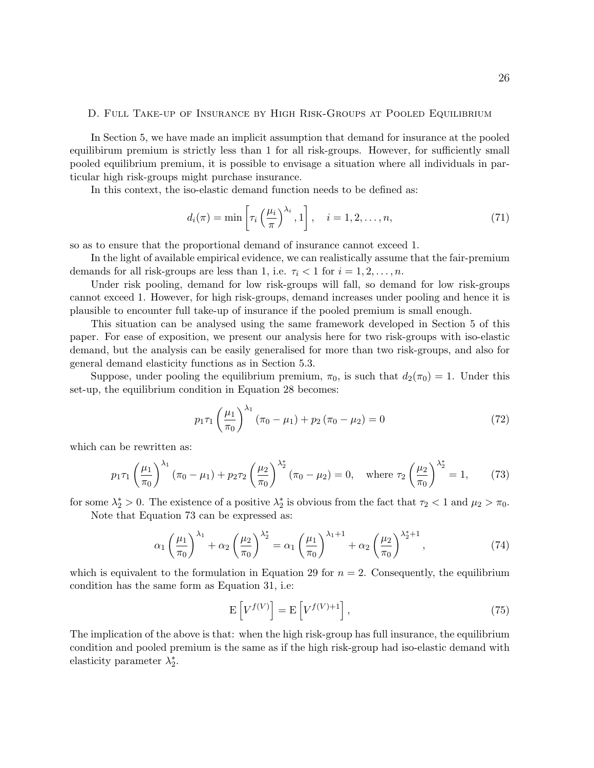## D. Full Take-up of Insurance by High Risk-Groups at Pooled Equilibrium

In Section 5, we have made an implicit assumption that demand for insurance at the pooled equilibirum premium is strictly less than 1 for all risk-groups. However, for sufficiently small pooled equilibrium premium, it is possible to envisage a situation where all individuals in particular high risk-groups might purchase insurance.

In this context, the iso-elastic demand function needs to be defined as:

$$d_i(\pi) = \min\left[\tau_i \left(\frac{\mu_i}{\pi}\right)^{\lambda_i}, 1\right], \quad i = 1, 2, \ldots, n, \tag{71}$$

so as to ensure that the proportional demand of insurance cannot exceed 1.

In the light of available empirical evidence, we can realistically assume that the fair-premium demands for all risk-groups are less than 1, i.e. $\tau_i < 1$ for $i = 1, 2, \ldots, n$.

Under risk pooling, demand for low risk-groups will fall, so demand for low risk-groups cannot exceed 1. However, for high risk-groups, demand increases under pooling and hence it is plausible to encounter full take-up of insurance if the pooled premium is small enough.

This situation can be analysed using the same framework developed in Section 5 of this paper. For ease of exposition, we present our analysis here for two risk-groups with iso-elastic demand, but the analysis can be easily generalised for more than two risk-groups, and also for general demand elasticity functions as in Section 5.3.

Suppose, under pooling the equilibrium premium, $\pi_0$, is such that $d_2(\pi_0) = 1$. Under this set-up, the equilibrium condition in Equation 28 becomes:

$$p_1 \tau_1 \left(\frac{\mu_1}{\pi_0}\right)^{\lambda_1} (\pi_0 - \mu_1) + p_2 (\pi_0 - \mu_2) = 0 \tag{72}$$

which can be rewritten as:

$$p_1 \tau_1 \left(\frac{\mu_1}{\pi_0}\right)^{\lambda_1} (\pi_0 - \mu_1) + p_2 \tau_2 \left(\frac{\mu_2}{\pi_0}\right)^{\lambda_2^*} (\pi_0 - \mu_2) = 0, \quad \text{where } \tau_2 \left(\frac{\mu_2}{\pi_0}\right)^{\lambda_2^*} = 1, \tag{73}$$

for some $\lambda_2^* > 0$. The existence of a positive $\lambda_2^*$ is obvious from the fact that $\tau_2 < 1$ and $\mu_2 > \pi_0$.

Note that Equation 73 can be expressed as:

$$\alpha_1 \left(\frac{\mu_1}{\pi_0}\right)^{\lambda_1} + \alpha_2 \left(\frac{\mu_2}{\pi_0}\right)^{\lambda_2^*} = \alpha_1 \left(\frac{\mu_1}{\pi_0}\right)^{\lambda_1 + 1} + \alpha_2 \left(\frac{\mu_2}{\pi_0}\right)^{\lambda_2^* + 1}, \tag{74}$$

which is equivalent to the formulation in Equation 29 for $n = 2$. Consequently, the equilibrium condition has the same form as Equation 31, i.e:

$$\mathrm{E}\left[V^{f(V)}\right] = \mathrm{E}\left[V^{f(V)+1}\right], \tag{75}$$

The implication of the above is that: when the high risk-group has full insurance, the equilibrium condition and pooled premium is the same as if the high risk-group had iso-elastic demand with elasticity parameter $\lambda_2^*$.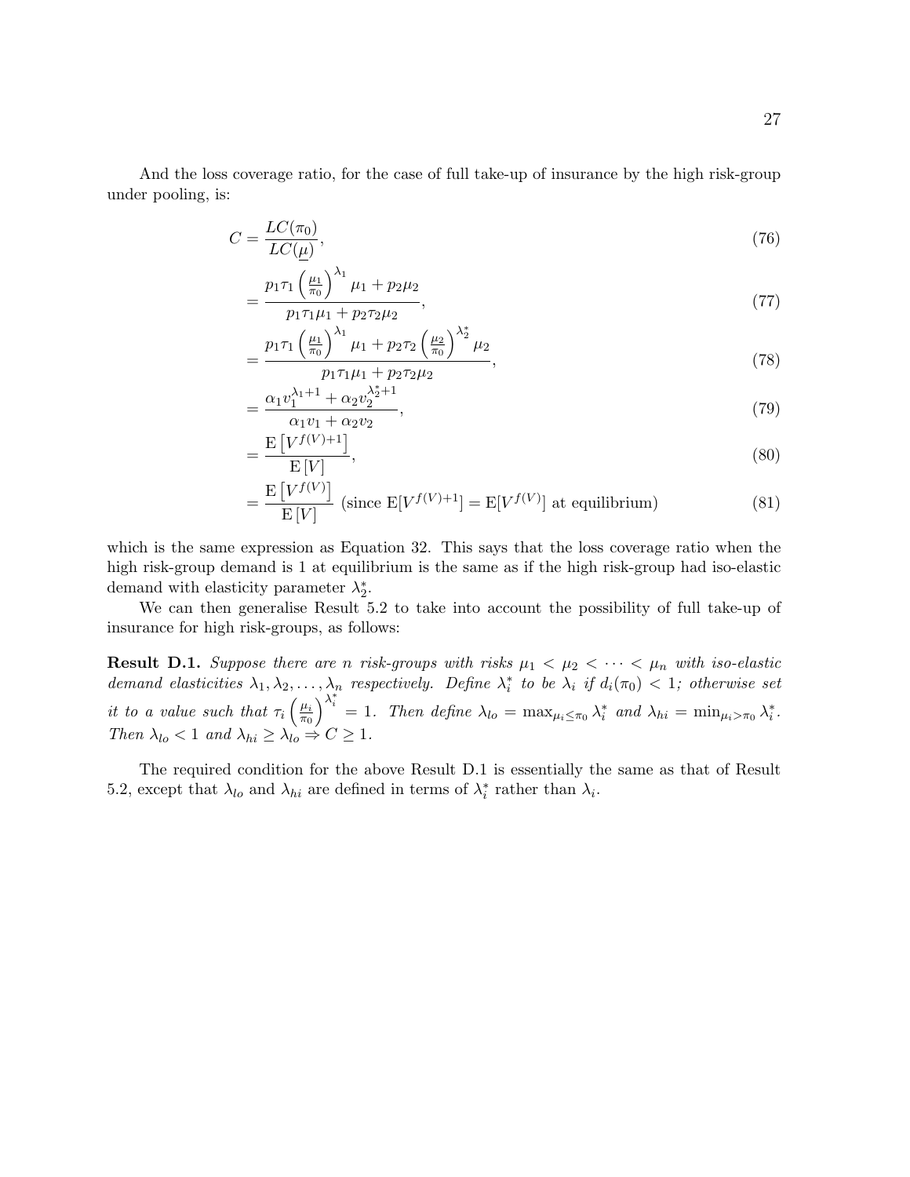And the loss coverage ratio, for the case of full take-up of insurance by the high risk-group under pooling, is:

$$C = \frac{LC(\pi_0)}{LC(\underline{\mu})}, \tag{76}$$

$$= \frac{p_1 \tau_1 \left(\frac{\mu_1}{\pi_0}\right)^{\lambda_1} \mu_1 + p_2 \mu_2}{p_1 \tau_1 \mu_1 + p_2 \tau_2 \mu_2}, \tag{77}$$

$$= \frac{p_1 \tau_1 \left(\frac{\mu_1}{\pi_0}\right)^{\lambda_1} \mu_1 + p_2 \tau_2 \left(\frac{\mu_2}{\pi_0}\right)^{\lambda_2^*} \mu_2}{p_1 \tau_1 \mu_1 + p_2 \mu_2}, \tag{78}$$

$$= \frac{\alpha_1 v_1^{\lambda_1 + 1} + \alpha_2 v_2^{\lambda_2^* + 1}}{\alpha_1 v_1 + \alpha_2 v_2}, \tag{79}$$

$$= \frac{\mathrm{E}\left[V^{f(V)+1}\right]}{\mathrm{E}\left[V\right]}, \tag{80}$$

$$= \frac{\mathrm{E}\left[V^{f(V)}\right]}{\mathrm{E}\left[V\right]} \text{ (since } \mathrm{E}[V^{f(V)+1}] = \mathrm{E}[V^{f(V)}] \text{ at equilibrium)} \tag{81}$$

which is the same expression as Equation 32. This says that the loss coverage ratio when the high risk-group demand is 1 at equilibrium is the same as if the high risk-group had iso-elastic demand with elasticity parameter $\lambda_2^*$.

We can then generalise Result 5.2 to take into account the possibility of full take-up of insurance for high risk-groups, as follows:

**Result D.1.** *Suppose there are $n$ risk-groups with risks $\mu_1 < \mu_2 < \cdots < \mu_n$ with iso-elastic demand elasticities $\lambda_1, \lambda_2, \ldots, \lambda_n$ respectively. Define $\lambda_i^*$ to be $\lambda_i$ if $d_i(\pi_0) < 1$; otherwise set it to a value such that $\tau_i \left(\frac{\mu_i}{\pi_0}\right)^{\lambda_i^*} = 1$. Then define $\lambda_{lo} = \max_{\mu_i \leq \pi_0} \lambda_i^*$ and $\lambda_{hi} = \min_{\mu_i > \pi_0} \lambda_i^*$. Then $\lambda_{lo} < 1$ and $\lambda_{hi} \geq \lambda_{lo} \Rightarrow C \geq 1$.*

The required condition for the above Result D.1 is essentially the same as that of Result 5.2, except that $\lambda_{lo}$ and $\lambda_{hi}$ are defined in terms of $\lambda_i^*$ rather than $\lambda_i$.